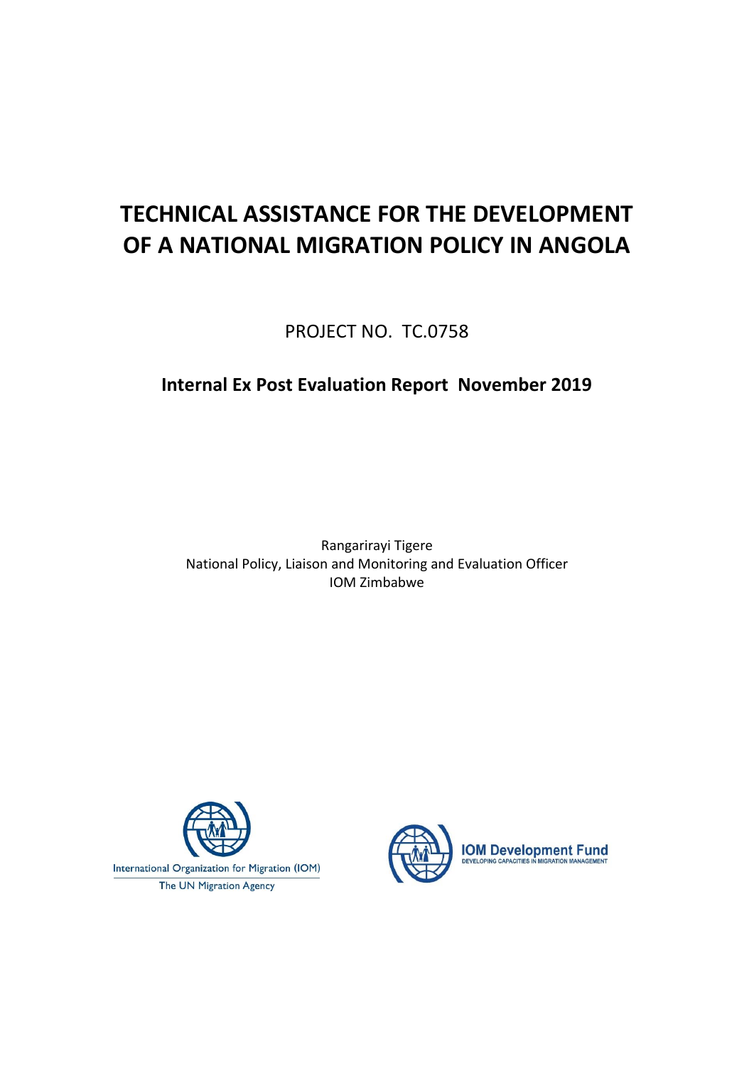# TECHNICAL ASSISTANCE FOR THE DEVELOPMENT OF A NATIONAL MIGRATION POLICY IN ANGOLA

PROJECT NO. TC.0758

**Internal Ex Post Evaluation Report November 2019**

Rangarirayi Tigere
National Policy, Liaison and Monitoring and Evaluation Officer
IOM Zimbabwe

International Organization for Migration (IOM)
The UN Migration Agency

IOM Development Fund
DEVELOPING CAPACITIES IN MIGRATION MANAGEMENT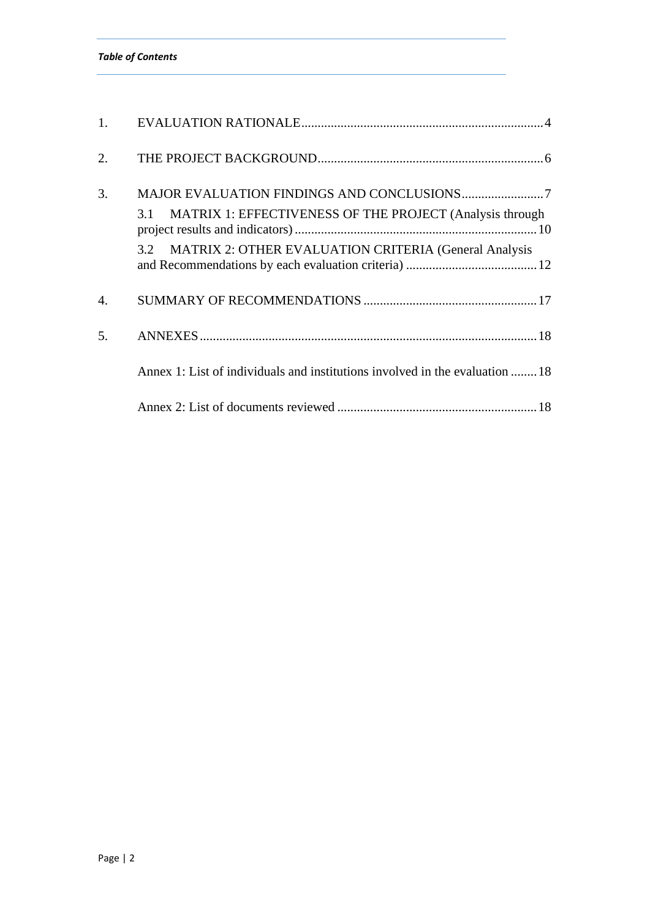*Table of Contents*

1. EVALUATION RATIONALE........................................................................4
2. THE PROJECT BACKGROUND....................................................................6
3. MAJOR EVALUATION FINDINGS AND CONCLUSIONS.........................7
   - 3.1 MATRIX 1: EFFECTIVENESS OF THE PROJECT (Analysis through project results and indicators)..........................................................................10
   - 3.2 MATRIX 2: OTHER EVALUATION CRITERIA (General Analysis and Recommendations by each evaluation criteria) ........................................12
4. SUMMARY OF RECOMMENDATIONS.....................................................17
5. ANNEXES......................................................................................................18
   - Annex 1: List of individuals and institutions involved in the evaluation ........18
   - Annex 2: List of documents reviewed .............................................................18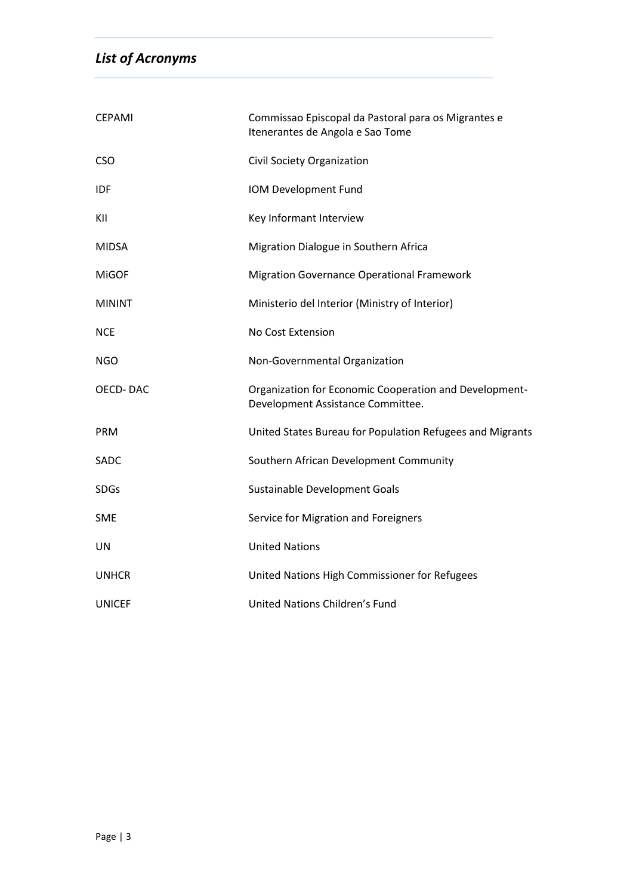## *List of Acronyms*

| | |
|---|---|
| CEPAMI | Commissao Episcopal da Pastoral para os Migrantes e Itenerantes de Angola e Sao Tome |
| CSO | Civil Society Organization |
| IDF | IOM Development Fund |
| KII | Key Informant Interview |
| MIDSA | Migration Dialogue in Southern Africa |
| MiGOF | Migration Governance Operational Framework |
| MININT | Ministerio del Interior (Ministry of Interior) |
| NCE | No Cost Extension |
| NGO | Non-Governmental Organization |
| OECD- DAC | Organization for Economic Cooperation and Development-Development Assistance Committee. |
| PRM | United States Bureau for Population Refugees and Migrants |
| SADC | Southern African Development Community |
| SDGs | Sustainable Development Goals |
| SME | Service for Migration and Foreigners |
| UN | United Nations |
| UNHCR | United Nations High Commissioner for Refugees |
| UNICEF | United Nations Children's Fund |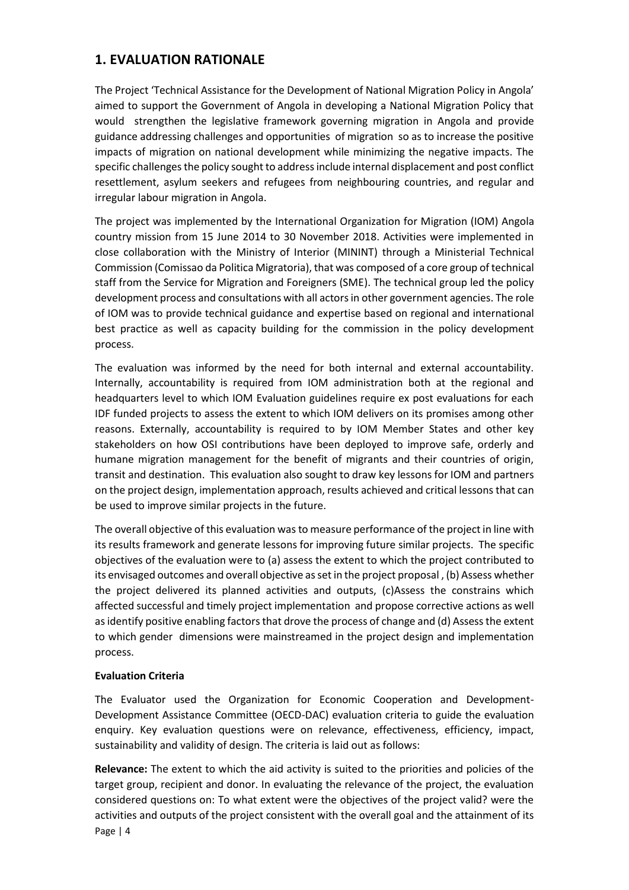# 1. EVALUATION RATIONALE

The Project 'Technical Assistance for the Development of National Migration Policy in Angola' aimed to support the Government of Angola in developing a National Migration Policy that would strengthen the legislative framework governing migration in Angola and provide guidance addressing challenges and opportunities of migration so as to increase the positive impacts of migration on national development while minimizing the negative impacts. The specific challenges the policy sought to address include internal displacement and post conflict resettlement, asylum seekers and refugees from neighbouring countries, and regular and irregular labour migration in Angola.

The project was implemented by the International Organization for Migration (IOM) Angola country mission from 15 June 2014 to 30 November 2018. Activities were implemented in close collaboration with the Ministry of Interior (MININT) through a Ministerial Technical Commission (Comissao da Politica Migratoria), that was composed of a core group of technical staff from the Service for Migration and Foreigners (SME). The technical group led the policy development process and consultations with all actors in other government agencies. The role of IOM was to provide technical guidance and expertise based on regional and international best practice as well as capacity building for the commission in the policy development process.

The evaluation was informed by the need for both internal and external accountability. Internally, accountability is required from IOM administration both at the regional and headquarters level to which IOM Evaluation guidelines require ex post evaluations for each IDF funded projects to assess the extent to which IOM delivers on its promises among other reasons. Externally, accountability is required to by IOM Member States and other key stakeholders on how OSI contributions have been deployed to improve safe, orderly and humane migration management for the benefit of migrants and their countries of origin, transit and destination. This evaluation also sought to draw key lessons for IOM and partners on the project design, implementation approach, results achieved and critical lessons that can be used to improve similar projects in the future.

The overall objective of this evaluation was to measure performance of the project in line with its results framework and generate lessons for improving future similar projects. The specific objectives of the evaluation were to (a) assess the extent to which the project contributed to its envisaged outcomes and overall objective as set in the project proposal , (b) Assess whether the project delivered its planned activities and outputs, (c)Assess the constrains which affected successful and timely project implementation and propose corrective actions as well as identify positive enabling factors that drove the process of change and (d) Assess the extent to which gender dimensions were mainstreamed in the project design and implementation process.

**Evaluation Criteria**

The Evaluator used the Organization for Economic Cooperation and Development-Development Assistance Committee (OECD-DAC) evaluation criteria to guide the evaluation enquiry. Key evaluation questions were on relevance, effectiveness, efficiency, impact, sustainability and validity of design. The criteria is laid out as follows:

**Relevance:** The extent to which the aid activity is suited to the priorities and policies of the target group, recipient and donor. In evaluating the relevance of the project, the evaluation considered questions on: To what extent were the objectives of the project valid? were the activities and outputs of the project consistent with the overall goal and the attainment of its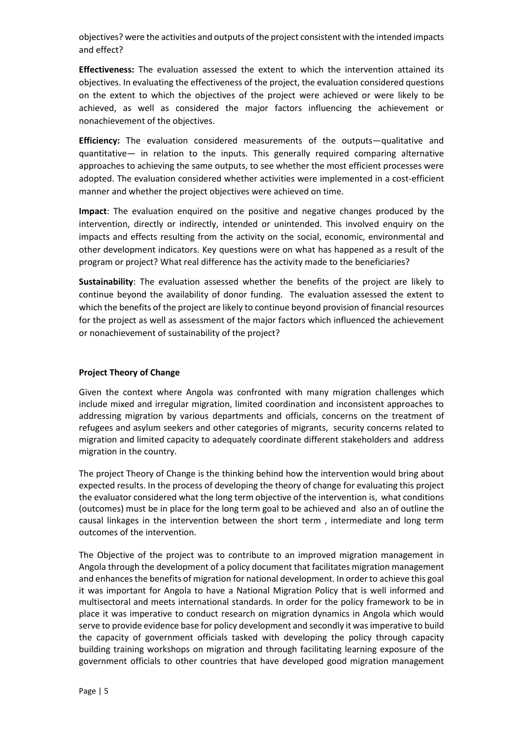objectives? were the activities and outputs of the project consistent with the intended impacts and effect?

**Effectiveness:** The evaluation assessed the extent to which the intervention attained its objectives. In evaluating the effectiveness of the project, the evaluation considered questions on the extent to which the objectives of the project were achieved or were likely to be achieved, as well as considered the major factors influencing the achievement or nonachievement of the objectives.

**Efficiency:** The evaluation considered measurements of the outputs—qualitative and quantitative— in relation to the inputs. This generally required comparing alternative approaches to achieving the same outputs, to see whether the most efficient processes were adopted. The evaluation considered whether activities were implemented in a cost-efficient manner and whether the project objectives were achieved on time.

**Impact**: The evaluation enquired on the positive and negative changes produced by the intervention, directly or indirectly, intended or unintended. This involved enquiry on the impacts and effects resulting from the activity on the social, economic, environmental and other development indicators. Key questions were on what has happened as a result of the program or project? What real difference has the activity made to the beneficiaries?

**Sustainability**: The evaluation assessed whether the benefits of the project are likely to continue beyond the availability of donor funding. The evaluation assessed the extent to which the benefits of the project are likely to continue beyond provision of financial resources for the project as well as assessment of the major factors which influenced the achievement or nonachievement of sustainability of the project?

**Project Theory of Change**

Given the context where Angola was confronted with many migration challenges which include mixed and irregular migration, limited coordination and inconsistent approaches to addressing migration by various departments and officials, concerns on the treatment of refugees and asylum seekers and other categories of migrants, security concerns related to migration and limited capacity to adequately coordinate different stakeholders and address migration in the country.

The project Theory of Change is the thinking behind how the intervention would bring about expected results. In the process of developing the theory of change for evaluating this project the evaluator considered what the long term objective of the intervention is, what conditions (outcomes) must be in place for the long term goal to be achieved and also an of outline the causal linkages in the intervention between the short term , intermediate and long term outcomes of the intervention.

The Objective of the project was to contribute to an improved migration management in Angola through the development of a policy document that facilitates migration management and enhances the benefits of migration for national development. In order to achieve this goal it was important for Angola to have a National Migration Policy that is well informed and multisectoral and meets international standards. In order for the policy framework to be in place it was imperative to conduct research on migration dynamics in Angola which would serve to provide evidence base for policy development and secondly it was imperative to build the capacity of government officials tasked with developing the policy through capacity building training workshops on migration and through facilitating learning exposure of the government officials to other countries that have developed good migration management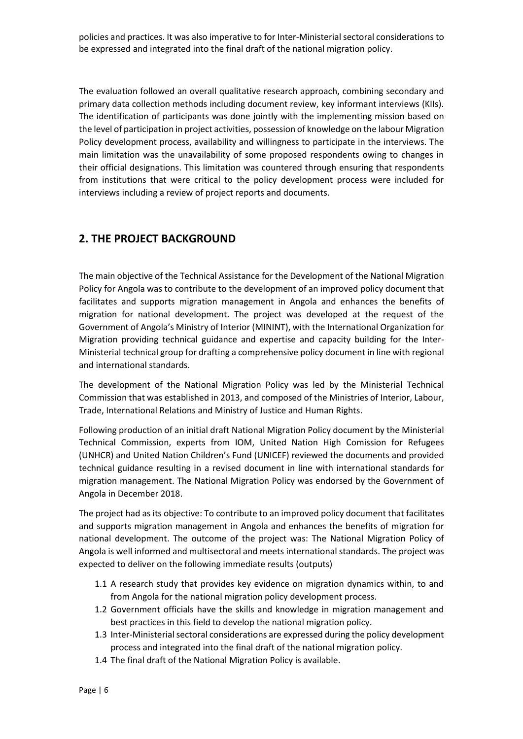policies and practices. It was also imperative to for Inter-Ministerial sectoral considerations to be expressed and integrated into the final draft of the national migration policy.

The evaluation followed an overall qualitative research approach, combining secondary and primary data collection methods including document review, key informant interviews (KIIs). The identification of participants was done jointly with the implementing mission based on the level of participation in project activities, possession of knowledge on the labour Migration Policy development process, availability and willingness to participate in the interviews. The main limitation was the unavailability of some proposed respondents owing to changes in their official designations. This limitation was countered through ensuring that respondents from institutions that were critical to the policy development process were included for interviews including a review of project reports and documents.

## 2. THE PROJECT BACKGROUND

The main objective of the Technical Assistance for the Development of the National Migration Policy for Angola was to contribute to the development of an improved policy document that facilitates and supports migration management in Angola and enhances the benefits of migration for national development. The project was developed at the request of the Government of Angola's Ministry of Interior (MININT), with the International Organization for Migration providing technical guidance and expertise and capacity building for the Inter-Ministerial technical group for drafting a comprehensive policy document in line with regional and international standards.

The development of the National Migration Policy was led by the Ministerial Technical Commission that was established in 2013, and composed of the Ministries of Interior, Labour, Trade, International Relations and Ministry of Justice and Human Rights.

Following production of an initial draft National Migration Policy document by the Ministerial Technical Commission, experts from IOM, United Nation High Comission for Refugees (UNHCR) and United Nation Children's Fund (UNICEF) reviewed the documents and provided technical guidance resulting in a revised document in line with international standards for migration management. The National Migration Policy was endorsed by the Government of Angola in December 2018.

The project had as its objective: To contribute to an improved policy document that facilitates and supports migration management in Angola and enhances the benefits of migration for national development. The outcome of the project was: The National Migration Policy of Angola is well informed and multisectoral and meets international standards. The project was expected to deliver on the following immediate results (outputs)

1.1 A research study that provides key evidence on migration dynamics within, to and from Angola for the national migration policy development process.
1.2 Government officials have the skills and knowledge in migration management and best practices in this field to develop the national migration policy.
1.3 Inter-Ministerial sectoral considerations are expressed during the policy development process and integrated into the final draft of the national migration policy.
1.4 The final draft of the National Migration Policy is available.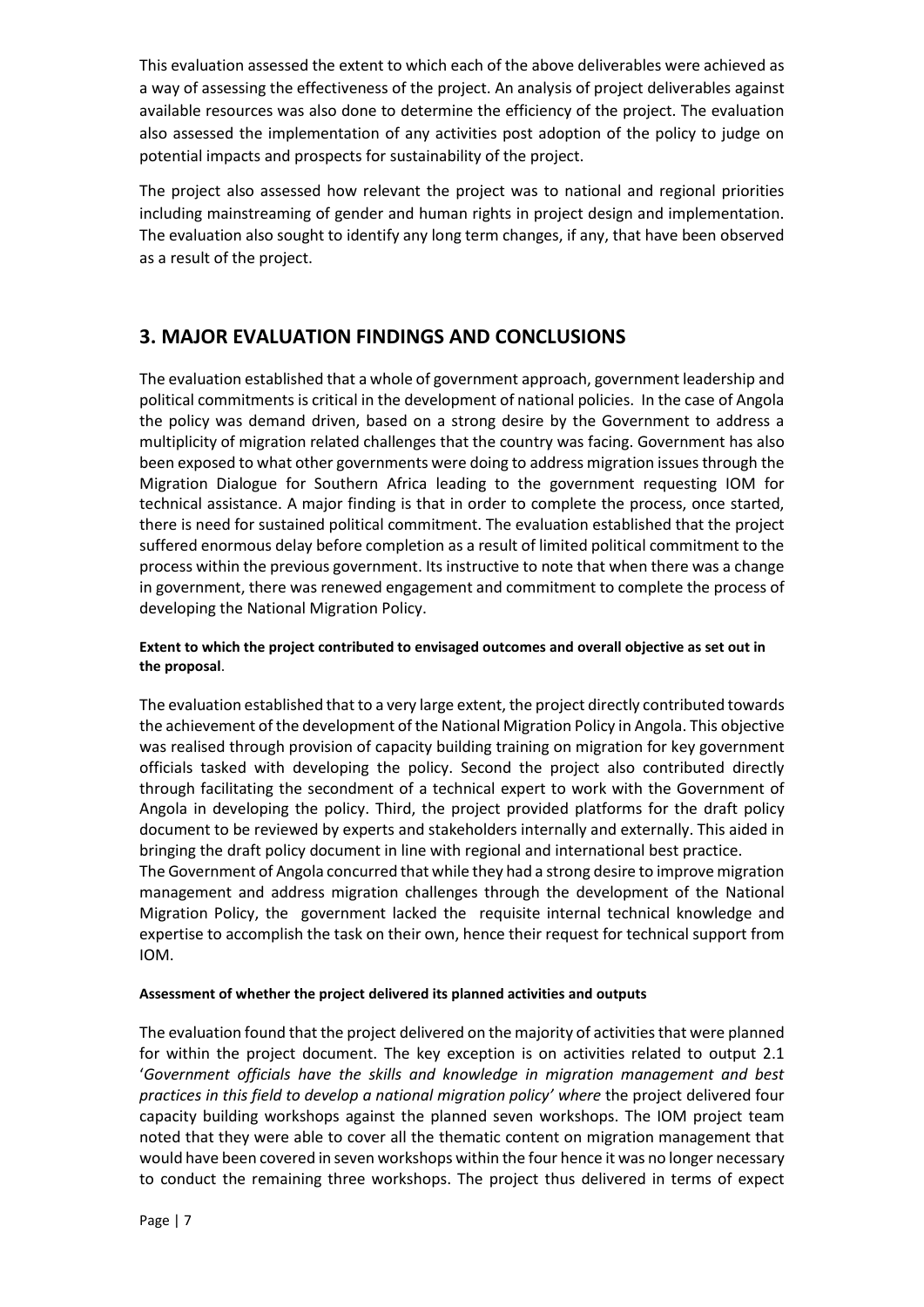This evaluation assessed the extent to which each of the above deliverables were achieved as a way of assessing the effectiveness of the project. An analysis of project deliverables against available resources was also done to determine the efficiency of the project. The evaluation also assessed the implementation of any activities post adoption of the policy to judge on potential impacts and prospects for sustainability of the project.

The project also assessed how relevant the project was to national and regional priorities including mainstreaming of gender and human rights in project design and implementation. The evaluation also sought to identify any long term changes, if any, that have been observed as a result of the project.

## 3. MAJOR EVALUATION FINDINGS AND CONCLUSIONS

The evaluation established that a whole of government approach, government leadership and political commitments is critical in the development of national policies. In the case of Angola the policy was demand driven, based on a strong desire by the Government to address a multiplicity of migration related challenges that the country was facing. Government has also been exposed to what other governments were doing to address migration issues through the Migration Dialogue for Southern Africa leading to the government requesting IOM for technical assistance. A major finding is that in order to complete the process, once started, there is need for sustained political commitment. The evaluation established that the project suffered enormous delay before completion as a result of limited political commitment to the process within the previous government. Its instructive to note that when there was a change in government, there was renewed engagement and commitment to complete the process of developing the National Migration Policy.

**Extent to which the project contributed to envisaged outcomes and overall objective as set out in the proposal**.

The evaluation established that to a very large extent, the project directly contributed towards the achievement of the development of the National Migration Policy in Angola. This objective was realised through provision of capacity building training on migration for key government officials tasked with developing the policy. Second the project also contributed directly through facilitating the secondment of a technical expert to work with the Government of Angola in developing the policy. Third, the project provided platforms for the draft policy document to be reviewed by experts and stakeholders internally and externally. This aided in bringing the draft policy document in line with regional and international best practice.
The Government of Angola concurred that while they had a strong desire to improve migration management and address migration challenges through the development of the National Migration Policy, the government lacked the requisite internal technical knowledge and expertise to accomplish the task on their own, hence their request for technical support from IOM.

**Assessment of whether the project delivered its planned activities and outputs**

The evaluation found that the project delivered on the majority of activities that were planned for within the project document. The key exception is on activities related to output 2.1 '*Government officials have the skills and knowledge in migration management and best practices in this field to develop a national migration policy' where* the project delivered four capacity building workshops against the planned seven workshops. The IOM project team noted that they were able to cover all the thematic content on migration management that would have been covered in seven workshops within the four hence it was no longer necessary to conduct the remaining three workshops. The project thus delivered in terms of expect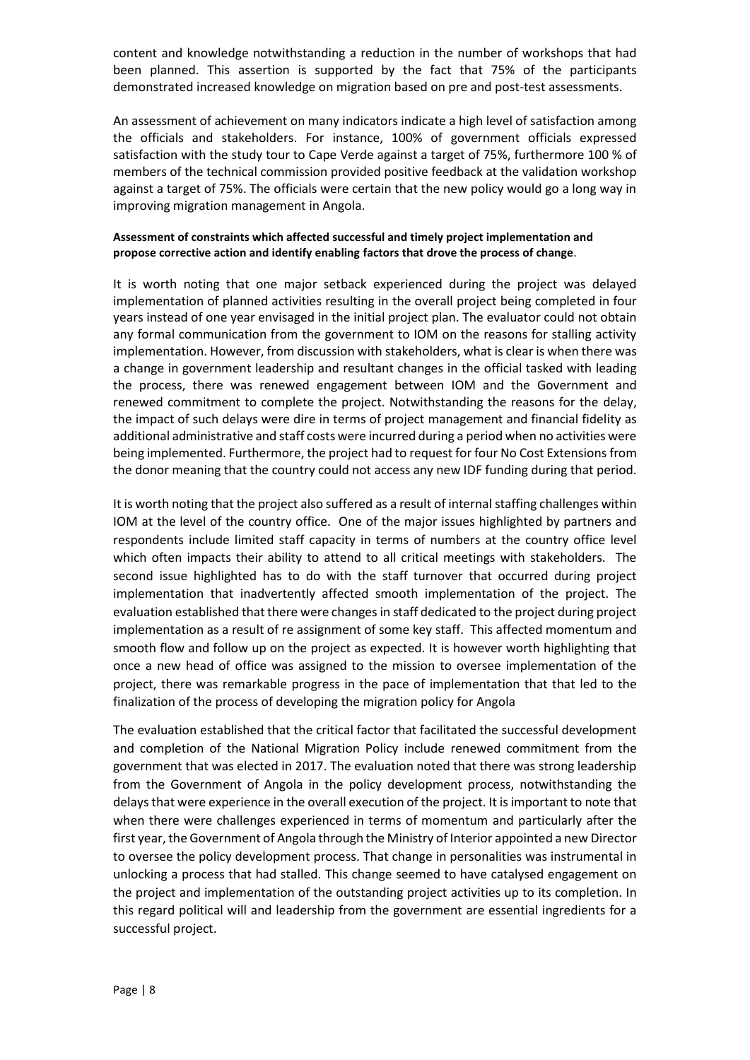content and knowledge notwithstanding a reduction in the number of workshops that had been planned. This assertion is supported by the fact that 75% of the participants demonstrated increased knowledge on migration based on pre and post-test assessments.

An assessment of achievement on many indicators indicate a high level of satisfaction among the officials and stakeholders. For instance, 100% of government officials expressed satisfaction with the study tour to Cape Verde against a target of 75%, furthermore 100 % of members of the technical commission provided positive feedback at the validation workshop against a target of 75%. The officials were certain that the new policy would go a long way in improving migration management in Angola.

**Assessment of constraints which affected successful and timely project implementation and propose corrective action and identify enabling factors that drove the process of change**.

It is worth noting that one major setback experienced during the project was delayed implementation of planned activities resulting in the overall project being completed in four years instead of one year envisaged in the initial project plan. The evaluator could not obtain any formal communication from the government to IOM on the reasons for stalling activity implementation. However, from discussion with stakeholders, what is clear is when there was a change in government leadership and resultant changes in the official tasked with leading the process, there was renewed engagement between IOM and the Government and renewed commitment to complete the project. Notwithstanding the reasons for the delay, the impact of such delays were dire in terms of project management and financial fidelity as additional administrative and staff costs were incurred during a period when no activities were being implemented. Furthermore, the project had to request for four No Cost Extensions from the donor meaning that the country could not access any new IDF funding during that period.

It is worth noting that the project also suffered as a result of internal staffing challenges within IOM at the level of the country office. One of the major issues highlighted by partners and respondents include limited staff capacity in terms of numbers at the country office level which often impacts their ability to attend to all critical meetings with stakeholders. The second issue highlighted has to do with the staff turnover that occurred during project implementation that inadvertently affected smooth implementation of the project. The evaluation established that there were changes in staff dedicated to the project during project implementation as a result of re assignment of some key staff. This affected momentum and smooth flow and follow up on the project as expected. It is however worth highlighting that once a new head of office was assigned to the mission to oversee implementation of the project, there was remarkable progress in the pace of implementation that that led to the finalization of the process of developing the migration policy for Angola

The evaluation established that the critical factor that facilitated the successful development and completion of the National Migration Policy include renewed commitment from the government that was elected in 2017. The evaluation noted that there was strong leadership from the Government of Angola in the policy development process, notwithstanding the delays that were experience in the overall execution of the project. It is important to note that when there were challenges experienced in terms of momentum and particularly after the first year, the Government of Angola through the Ministry of Interior appointed a new Director to oversee the policy development process. That change in personalities was instrumental in unlocking a process that had stalled. This change seemed to have catalysed engagement on the project and implementation of the outstanding project activities up to its completion. In this regard political will and leadership from the government are essential ingredients for a successful project.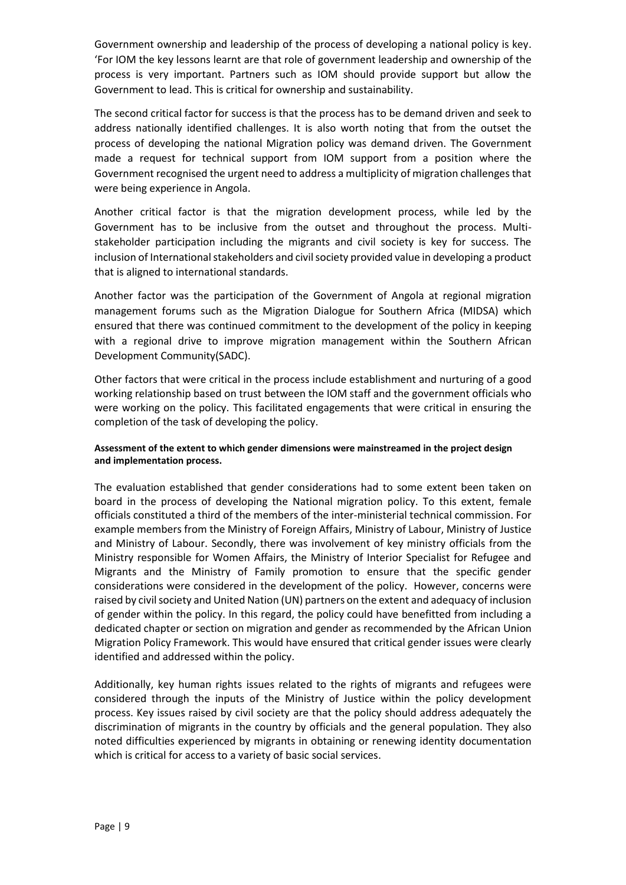Government ownership and leadership of the process of developing a national policy is key. 'For IOM the key lessons learnt are that role of government leadership and ownership of the process is very important. Partners such as IOM should provide support but allow the Government to lead. This is critical for ownership and sustainability.

The second critical factor for success is that the process has to be demand driven and seek to address nationally identified challenges. It is also worth noting that from the outset the process of developing the national Migration policy was demand driven. The Government made a request for technical support from IOM support from a position where the Government recognised the urgent need to address a multiplicity of migration challenges that were being experience in Angola.

Another critical factor is that the migration development process, while led by the Government has to be inclusive from the outset and throughout the process. Multi-stakeholder participation including the migrants and civil society is key for success. The inclusion of International stakeholders and civil society provided value in developing a product that is aligned to international standards.

Another factor was the participation of the Government of Angola at regional migration management forums such as the Migration Dialogue for Southern Africa (MIDSA) which ensured that there was continued commitment to the development of the policy in keeping with a regional drive to improve migration management within the Southern African Development Community(SADC).

Other factors that were critical in the process include establishment and nurturing of a good working relationship based on trust between the IOM staff and the government officials who were working on the policy. This facilitated engagements that were critical in ensuring the completion of the task of developing the policy.

**Assessment of the extent to which gender dimensions were mainstreamed in the project design and implementation process.**

The evaluation established that gender considerations had to some extent been taken on board in the process of developing the National migration policy. To this extent, female officials constituted a third of the members of the inter-ministerial technical commission. For example members from the Ministry of Foreign Affairs, Ministry of Labour, Ministry of Justice and Ministry of Labour. Secondly, there was involvement of key ministry officials from the Ministry responsible for Women Affairs, the Ministry of Interior Specialist for Refugee and Migrants and the Ministry of Family promotion to ensure that the specific gender considerations were considered in the development of the policy. However, concerns were raised by civil society and United Nation (UN) partners on the extent and adequacy of inclusion of gender within the policy. In this regard, the policy could have benefitted from including a dedicated chapter or section on migration and gender as recommended by the African Union Migration Policy Framework. This would have ensured that critical gender issues were clearly identified and addressed within the policy.

Additionally, key human rights issues related to the rights of migrants and refugees were considered through the inputs of the Ministry of Justice within the policy development process. Key issues raised by civil society are that the policy should address adequately the discrimination of migrants in the country by officials and the general population. They also noted difficulties experienced by migrants in obtaining or renewing identity documentation which is critical for access to a variety of basic social services.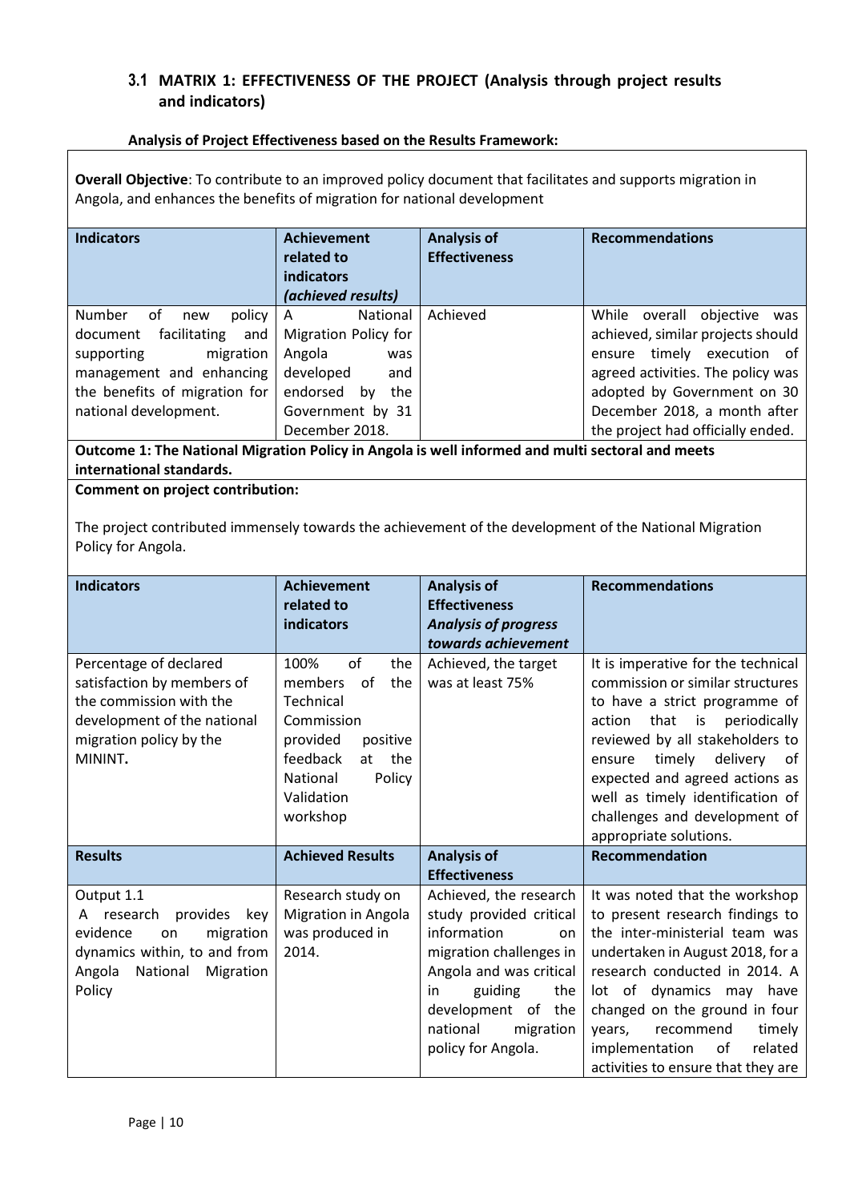## 3.1 MATRIX 1: EFFECTIVENESS OF THE PROJECT (Analysis through project results and indicators)

**Analysis of Project Effectiveness based on the Results Framework:**

**Overall Objective**: To contribute to an improved policy document that facilitates and supports migration in Angola, and enhances the benefits of migration for national development

| Indicators | Achievement related to indicators *(achieved results)* | Analysis of Effectiveness | Recommendations |
|---|---|---|---|
| Number of new policy document facilitating and supporting migration management and enhancing the benefits of migration for national development. | A National Migration Policy for Angola was developed and endorsed by the Government by 31 December 2018. | Achieved | While overall objective was achieved, similar projects should ensure timely execution of agreed activities. The policy was adopted by Government on 30 December 2018, a month after the project had officially ended. |

**Outcome 1: The National Migration Policy in Angola is well informed and multi sectoral and meets international standards.**

**Comment on project contribution:**

The project contributed immensely towards the achievement of the development of the National Migration Policy for Angola.

| Indicators | Achievement related to indicators | Analysis of Effectiveness *Analysis of progress towards achievement* | Recommendations |
|---|---|---|---|
| Percentage of declared satisfaction by members of the commission with the development of the national migration policy by the MININT**.** | 100% of the members of the Technical Commission provided positive feedback at the National Policy Validation workshop | Achieved, the target was at least 75% | It is imperative for the technical commission or similar structures to have a strict programme of action that is periodically reviewed by all stakeholders to ensure timely delivery of expected and agreed actions as well as timely identification of challenges and development of appropriate solutions. |
| **Results** | **Achieved Results** | **Analysis of Effectiveness** | **Recommendation** |
| Output 1.1<br>A research provides key evidence on migration dynamics within, to and from Angola National Migration Policy | Research study on Migration in Angola was produced in 2014. | Achieved, the research study provided critical information on migration challenges in Angola and was critical in guiding the development of the national migration policy for Angola. | It was noted that the workshop to present research findings to the inter-ministerial team was undertaken in August 2018, for a research conducted in 2014. A lot of dynamics may have changed on the ground in four years, recommend timely implementation of related activities to ensure that they are |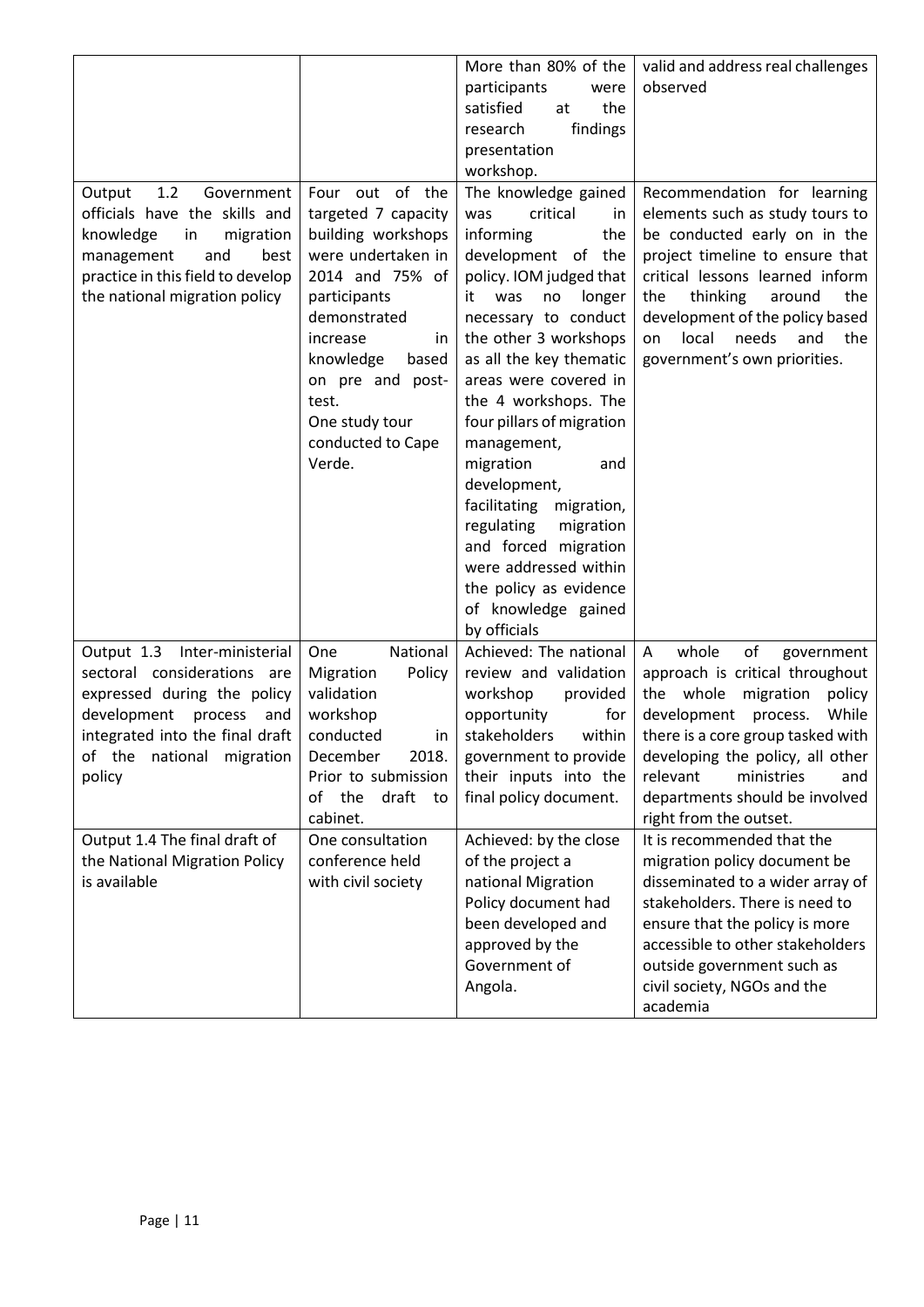| | | | |
|---|---|---|---|
| | | More than 80% of the participants were satisfied at the research findings presentation workshop. | valid and address real challenges observed |
| Output 1.2 Government officials have the skills and knowledge in migration management and best practice in this field to develop the national migration policy | Four out of the targeted 7 capacity building workshops were undertaken in 2014 and 75% of participants demonstrated increase in knowledge based on pre and post-test.<br>One study tour conducted to Cape Verde. | The knowledge gained was critical in informing the development of the policy. IOM judged that it was no longer necessary to conduct the other 3 workshops as all the key thematic areas were covered in the 4 workshops. The four pillars of migration management, migration and development, facilitating migration, regulating migration and forced migration were addressed within the policy as evidence of knowledge gained by officials | Recommendation for learning elements such as study tours to be conducted early on in the project timeline to ensure that critical lessons learned inform the thinking around the development of the policy based on local needs and the government's own priorities. |
| Output 1.3 Inter-ministerial sectoral considerations are expressed during the policy development process and integrated into the final draft of the national migration policy | One National Migration Policy validation workshop conducted in December 2018. Prior to submission of the draft to cabinet. | Achieved: The national review and validation workshop provided opportunity for stakeholders within government to provide their inputs into the final policy document. | A whole of government approach is critical throughout the whole migration policy development process. While there is a core group tasked with developing the policy, all other relevant ministries and departments should be involved right from the outset. |
| Output 1.4 The final draft of the National Migration Policy is available | One consultation conference held with civil society | Achieved: by the close of the project a national Migration Policy document had been developed and approved by the Government of Angola. | It is recommended that the migration policy document be disseminated to a wider array of stakeholders. There is need to ensure that the policy is more accessible to other stakeholders outside government such as civil society, NGOs and the academia |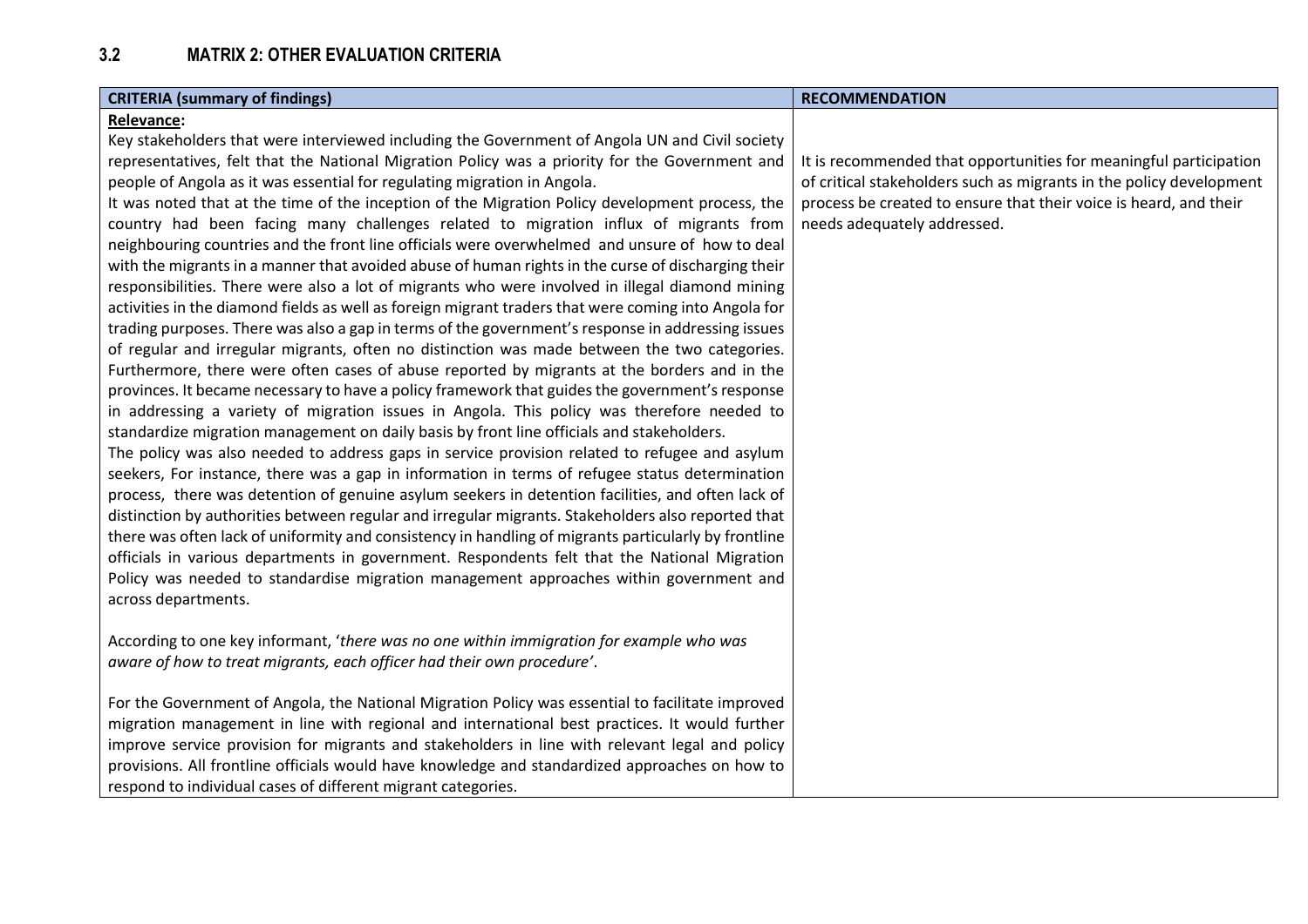## 3.2 MATRIX 2: OTHER EVALUATION CRITERIA

| CRITERIA (summary of findings) | RECOMMENDATION |
| --- | --- |
| **Relevance:**<br>Key stakeholders that were interviewed including the Government of Angola UN and Civil society representatives, felt that the National Migration Policy was a priority for the Government and people of Angola as it was essential for regulating migration in Angola.<br>It was noted that at the time of the inception of the Migration Policy development process, the country had been facing many challenges related to migration influx of migrants from neighbouring countries and the front line officials were overwhelmed and unsure of how to deal with the migrants in a manner that avoided abuse of human rights in the curse of discharging their responsibilities. There were also a lot of migrants who were involved in illegal diamond mining activities in the diamond fields as well as foreign migrant traders that were coming into Angola for trading purposes. There was also a gap in terms of the government's response in addressing issues of regular and irregular migrants, often no distinction was made between the two categories. Furthermore, there were often cases of abuse reported by migrants at the borders and in the provinces. It became necessary to have a policy framework that guides the government's response in addressing a variety of migration issues in Angola. This policy was therefore needed to standardize migration management on daily basis by front line officials and stakeholders.<br>The policy was also needed to address gaps in service provision related to refugee and asylum seekers, For instance, there was a gap in information in terms of refugee status determination process, there was detention of genuine asylum seekers in detention facilities, and often lack of distinction by authorities between regular and irregular migrants. Stakeholders also reported that there was often lack of uniformity and consistency in handling of migrants particularly by frontline officials in various departments in government. Respondents felt that the National Migration Policy was needed to standardise migration management approaches within government and across departments.<br><br>According to one key informant, '*there was no one within immigration for example who was aware of how to treat migrants, each officer had their own procedure*'.<br><br>For the Government of Angola, the National Migration Policy was essential to facilitate improved migration management in line with regional and international best practices. It would further improve service provision for migrants and stakeholders in line with relevant legal and policy provisions. All frontline officials would have knowledge and standardized approaches on how to respond to individual cases of different migrant categories. | It is recommended that opportunities for meaningful participation of critical stakeholders such as migrants in the policy development process be created to ensure that their voice is heard, and their needs adequately addressed. |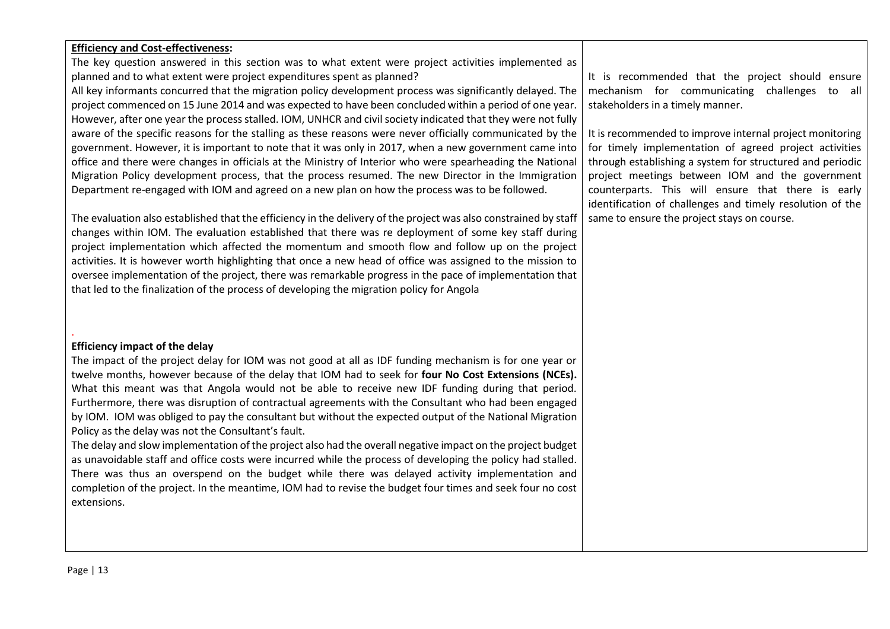| **Efficiency and Cost-effectiveness:** | |
|---|---|
| The key question answered in this section was to what extent were project activities implemented as planned and to what extent were project expenditures spent as planned?<br>All key informants concurred that the migration policy development process was significantly delayed. The project commenced on 15 June 2014 and was expected to have been concluded within a period of one year. However, after one year the process stalled. IOM, UNHCR and civil society indicated that they were not fully aware of the specific reasons for the stalling as these reasons were never officially communicated by the government. However, it is important to note that it was only in 2017, when a new government came into office and there were changes in officials at the Ministry of Interior who were spearheading the National Migration Policy development process, that the process resumed. The new Director in the Immigration Department re-engaged with IOM and agreed on a new plan on how the process was to be followed.<br><br>The evaluation also established that the efficiency in the delivery of the project was also constrained by staff changes within IOM. The evaluation established that there was re deployment of some key staff during project implementation which affected the momentum and smooth flow and follow up on the project activities. It is however worth highlighting that once a new head of office was assigned to the mission to oversee implementation of the project, there was remarkable progress in the pace of implementation that that led to the finalization of the process of developing the migration policy for Angola<br><br>.<br>**Efficiency impact of the delay**<br>The impact of the project delay for IOM was not good at all as IDF funding mechanism is for one year or twelve months, however because of the delay that IOM had to seek for **four No Cost Extensions (NCEs).** What this meant was that Angola would not be able to receive new IDF funding during that period. Furthermore, there was disruption of contractual agreements with the Consultant who had been engaged by IOM. IOM was obliged to pay the consultant but without the expected output of the National Migration Policy as the delay was not the Consultant's fault.<br>The delay and slow implementation of the project also had the overall negative impact on the project budget as unavoidable staff and office costs were incurred while the process of developing the policy had stalled. There was thus an overspend on the budget while there was delayed activity implementation and completion of the project. In the meantime, IOM had to revise the budget four times and seek four no cost extensions. | It is recommended that the project should ensure mechanism for communicating challenges to all stakeholders in a timely manner.<br><br>It is recommended to improve internal project monitoring for timely implementation of agreed project activities through establishing a system for structured and periodic project meetings between IOM and the government counterparts. This will ensure that there is early identification of challenges and timely resolution of the same to ensure the project stays on course. |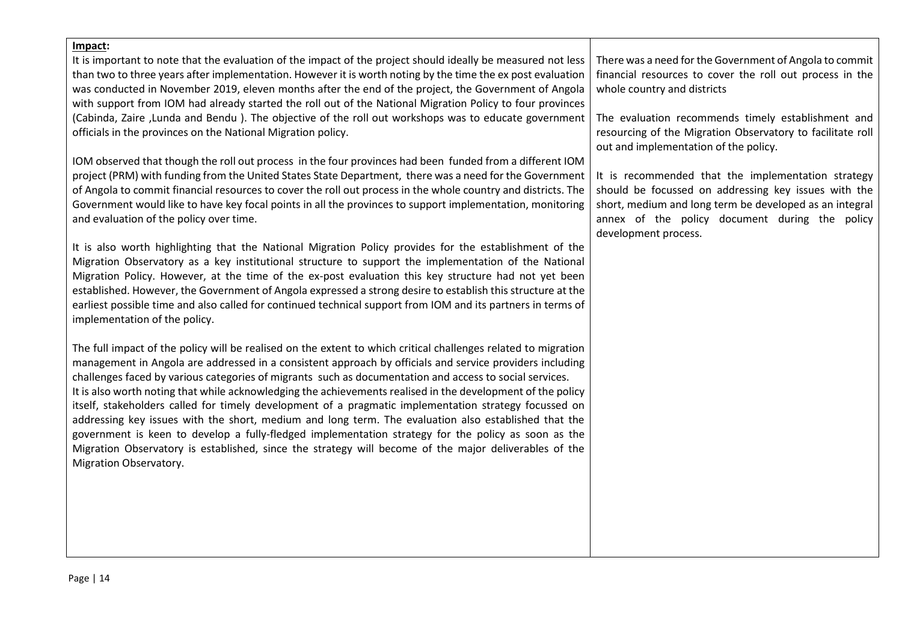| **Impact:** | |
|---|---|
| It is important to note that the evaluation of the impact of the project should ideally be measured not less than two to three years after implementation. However it is worth noting by the time the ex post evaluation was conducted in November 2019, eleven months after the end of the project, the Government of Angola with support from IOM had already started the roll out of the National Migration Policy to four provinces (Cabinda, Zaire ,Lunda and Bendu ). The objective of the roll out workshops was to educate government officials in the provinces on the National Migration policy.<br><br>IOM observed that though the roll out process in the four provinces had been funded from a different IOM project (PRM) with funding from the United States State Department, there was a need for the Government of Angola to commit financial resources to cover the roll out process in the whole country and districts. The Government would like to have key focal points in all the provinces to support implementation, monitoring and evaluation of the policy over time.<br><br>It is also worth highlighting that the National Migration Policy provides for the establishment of the Migration Observatory as a key institutional structure to support the implementation of the National Migration Policy. However, at the time of the ex-post evaluation this key structure had not yet been established. However, the Government of Angola expressed a strong desire to establish this structure at the earliest possible time and also called for continued technical support from IOM and its partners in terms of implementation of the policy.<br><br>The full impact of the policy will be realised on the extent to which critical challenges related to migration management in Angola are addressed in a consistent approach by officials and service providers including challenges faced by various categories of migrants such as documentation and access to social services.<br>It is also worth noting that while acknowledging the achievements realised in the development of the policy itself, stakeholders called for timely development of a pragmatic implementation strategy focussed on addressing key issues with the short, medium and long term. The evaluation also established that the government is keen to develop a fully-fledged implementation strategy for the policy as soon as the Migration Observatory is established, since the strategy will become of the major deliverables of the Migration Observatory. | There was a need for the Government of Angola to commit financial resources to cover the roll out process in the whole country and districts<br><br>The evaluation recommends timely establishment and resourcing of the Migration Observatory to facilitate roll out and implementation of the policy.<br><br>It is recommended that the implementation strategy should be focussed on addressing key issues with the short, medium and long term be developed as an integral annex of the policy document during the policy development process. |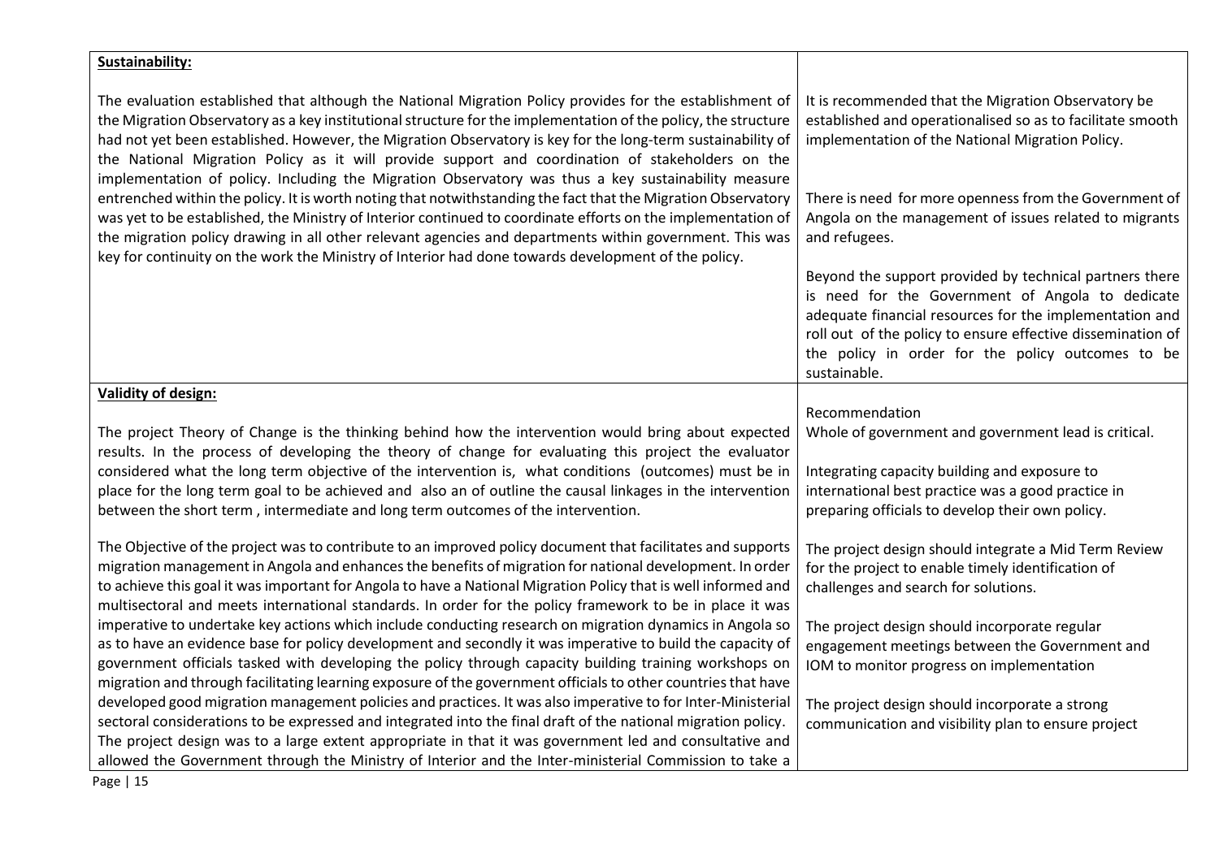| | |
|---|---|
| **Sustainability:**<br><br>The evaluation established that although the National Migration Policy provides for the establishment of the Migration Observatory as a key institutional structure for the implementation of the policy, the structure had not yet been established. However, the Migration Observatory is key for the long-term sustainability of the National Migration Policy as it will provide support and coordination of stakeholders on the implementation of policy. Including the Migration Observatory was thus a key sustainability measure entrenched within the policy. It is worth noting that notwithstanding the fact that the Migration Observatory was yet to be established, the Ministry of Interior continued to coordinate efforts on the implementation of the migration policy drawing in all other relevant agencies and departments within government. This was key for continuity on the work the Ministry of Interior had done towards development of the policy. | It is recommended that the Migration Observatory be established and operationalised so as to facilitate smooth implementation of the National Migration Policy.<br><br>There is need for more openness from the Government of Angola on the management of issues related to migrants and refugees.<br><br>Beyond the support provided by technical partners there is need for the Government of Angola to dedicate adequate financial resources for the implementation and roll out of the policy to ensure effective dissemination of the policy in order for the policy outcomes to be sustainable. |
| **Validity of design:**<br><br>The project Theory of Change is the thinking behind how the intervention would bring about expected results. In the process of developing the theory of change for evaluating this project the evaluator considered what the long term objective of the intervention is, what conditions (outcomes) must be in place for the long term goal to be achieved and also an of outline the causal linkages in the intervention between the short term , intermediate and long term outcomes of the intervention.<br><br>The Objective of the project was to contribute to an improved policy document that facilitates and supports migration management in Angola and enhances the benefits of migration for national development. In order to achieve this goal it was important for Angola to have a National Migration Policy that is well informed and multisectoral and meets international standards. In order for the policy framework to be in place it was imperative to undertake key actions which include conducting research on migration dynamics in Angola so as to have an evidence base for policy development and secondly it was imperative to build the capacity of government officials tasked with developing the policy through capacity building training workshops on migration and through facilitating learning exposure of the government officials to other countries that have developed good migration management policies and practices. It was also imperative to for Inter-Ministerial sectoral considerations to be expressed and integrated into the final draft of the national migration policy. The project design was to a large extent appropriate in that it was government led and consultative and allowed the Government through the Ministry of Interior and the Inter-ministerial Commission to take a | Recommendation<br>Whole of government and government lead is critical.<br><br>Integrating capacity building and exposure to international best practice was a good practice in preparing officials to develop their own policy.<br><br>The project design should integrate a Mid Term Review for the project to enable timely identification of challenges and search for solutions.<br><br>The project design should incorporate regular engagement meetings between the Government and IOM to monitor progress on implementation<br><br>The project design should incorporate a strong communication and visibility plan to ensure project |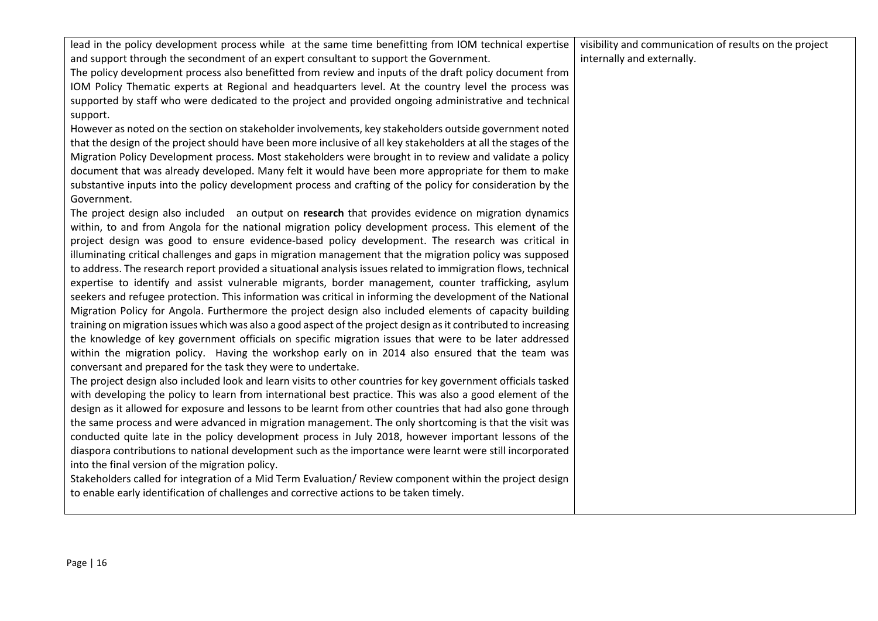| | |
|---|---|
| lead in the policy development process while at the same time benefitting from IOM technical expertise and support through the secondment of an expert consultant to support the Government.<br>The policy development process also benefitted from review and inputs of the draft policy document from IOM Policy Thematic experts at Regional and headquarters level. At the country level the process was supported by staff who were dedicated to the project and provided ongoing administrative and technical support.<br>However as noted on the section on stakeholder involvements, key stakeholders outside government noted that the design of the project should have been more inclusive of all key stakeholders at all the stages of the Migration Policy Development process. Most stakeholders were brought in to review and validate a policy document that was already developed. Many felt it would have been more appropriate for them to make substantive inputs into the policy development process and crafting of the policy for consideration by the Government.<br>The project design also included an output on **research** that provides evidence on migration dynamics within, to and from Angola for the national migration policy development process. This element of the project design was good to ensure evidence-based policy development. The research was critical in illuminating critical challenges and gaps in migration management that the migration policy was supposed to address. The research report provided a situational analysis issues related to immigration flows, technical expertise to identify and assist vulnerable migrants, border management, counter trafficking, asylum seekers and refugee protection. This information was critical in informing the development of the National Migration Policy for Angola. Furthermore the project design also included elements of capacity building training on migration issues which was also a good aspect of the project design as it contributed to increasing the knowledge of key government officials on specific migration issues that were to be later addressed within the migration policy. Having the workshop early on in 2014 also ensured that the team was conversant and prepared for the task they were to undertake.<br>The project design also included look and learn visits to other countries for key government officials tasked with developing the policy to learn from international best practice. This was also a good element of the design as it allowed for exposure and lessons to be learnt from other countries that had also gone through the same process and were advanced in migration management. The only shortcoming is that the visit was conducted quite late in the policy development process in July 2018, however important lessons of the diaspora contributions to national development such as the importance were learnt were still incorporated into the final version of the migration policy.<br>Stakeholders called for integration of a Mid Term Evaluation/ Review component within the project design to enable early identification of challenges and corrective actions to be taken timely. | visibility and communication of results on the project internally and externally. |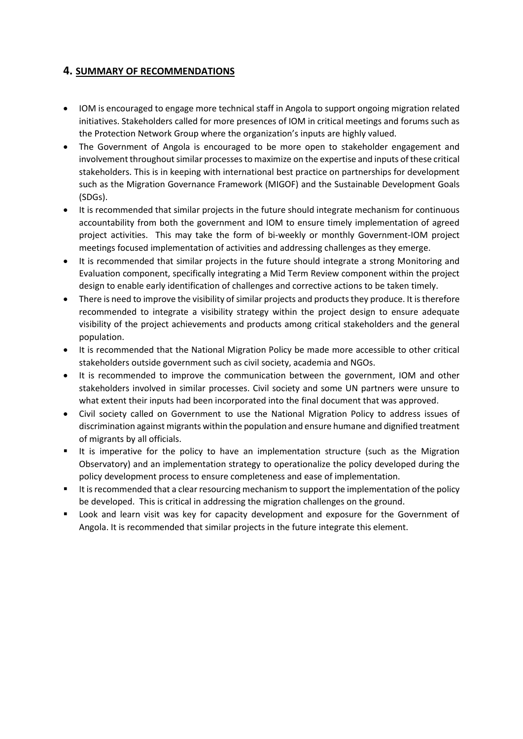## 4. SUMMARY OF RECOMMENDATIONS

- IOM is encouraged to engage more technical staff in Angola to support ongoing migration related initiatives. Stakeholders called for more presences of IOM in critical meetings and forums such as the Protection Network Group where the organization's inputs are highly valued.
- The Government of Angola is encouraged to be more open to stakeholder engagement and involvement throughout similar processes to maximize on the expertise and inputs of these critical stakeholders. This is in keeping with international best practice on partnerships for development such as the Migration Governance Framework (MIGOF) and the Sustainable Development Goals (SDGs).
- It is recommended that similar projects in the future should integrate mechanism for continuous accountability from both the government and IOM to ensure timely implementation of agreed project activities. This may take the form of bi-weekly or monthly Government-IOM project meetings focused implementation of activities and addressing challenges as they emerge.
- It is recommended that similar projects in the future should integrate a strong Monitoring and Evaluation component, specifically integrating a Mid Term Review component within the project design to enable early identification of challenges and corrective actions to be taken timely.
- There is need to improve the visibility of similar projects and products they produce. It is therefore recommended to integrate a visibility strategy within the project design to ensure adequate visibility of the project achievements and products among critical stakeholders and the general population.
- It is recommended that the National Migration Policy be made more accessible to other critical stakeholders outside government such as civil society, academia and NGOs.
- It is recommended to improve the communication between the government, IOM and other stakeholders involved in similar processes. Civil society and some UN partners were unsure to what extent their inputs had been incorporated into the final document that was approved.
- Civil society called on Government to use the National Migration Policy to address issues of discrimination against migrants within the population and ensure humane and dignified treatment of migrants by all officials.
- It is imperative for the policy to have an implementation structure (such as the Migration Observatory) and an implementation strategy to operationalize the policy developed during the policy development process to ensure completeness and ease of implementation.
- It is recommended that a clear resourcing mechanism to support the implementation of the policy be developed. This is critical in addressing the migration challenges on the ground.
- Look and learn visit was key for capacity development and exposure for the Government of Angola. It is recommended that similar projects in the future integrate this element.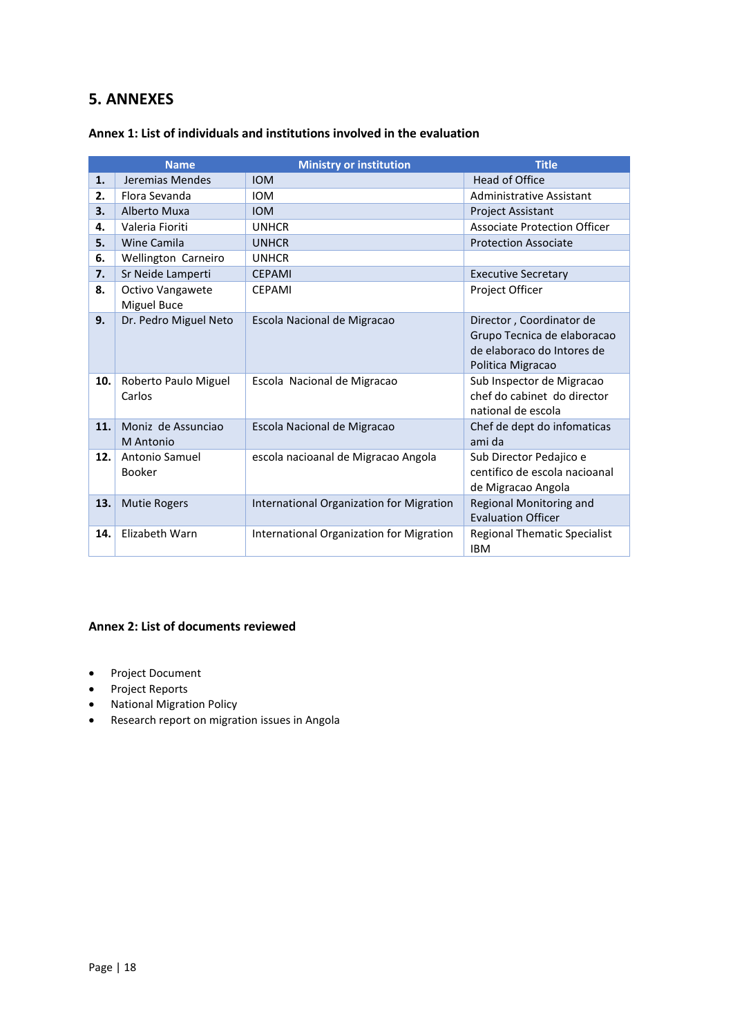## 5. ANNEXES

### Annex 1: List of individuals and institutions involved in the evaluation

| | Name | Ministry or institution | Title |
|---|---|---|---|
| **1.** | Jeremias Mendes | IOM | Head of Office |
| **2.** | Flora Sevanda | IOM | Administrative Assistant |
| **3.** | Alberto Muxa | IOM | Project Assistant |
| **4.** | Valeria Fioriti | UNHCR | Associate Protection Officer |
| **5.** | Wine Camila | UNHCR | Protection Associate |
| **6.** | Wellington Carneiro | UNHCR | |
| **7.** | Sr Neide Lamperti | CEPAMI | Executive Secretary |
| **8.** | Octivo Vangawete Miguel Buce | CEPAMI | Project Officer |
| **9.** | Dr. Pedro Miguel Neto | Escola Nacional de Migracao | Director , Coordinator de Grupo Tecnica de elaboracao de elaboraco do Intores de Politica Migracao |
| **10.** | Roberto Paulo Miguel Carlos | Escola Nacional de Migracao | Sub Inspector de Migracao chef do cabinet do director national de escola |
| **11.** | Moniz de Assunciao M Antonio | Escola Nacional de Migracao | Chef de dept do infomaticas ami da |
| **12.** | Antonio Samuel Booker | escola nacioanal de Migracao Angola | Sub Director Pedajico e certifico de escola nacioanal de Migracao Angola |
| **13.** | Mutie Rogers | International Organization for Migration | Regional Monitoring and Evaluation Officer |
| **14.** | Elizabeth Warn | International Organization for Migration | Regional Thematic Specialist IBM |

### Annex 2: List of documents reviewed

- Project Document
- Project Reports
- National Migration Policy
- Research report on migration issues in Angola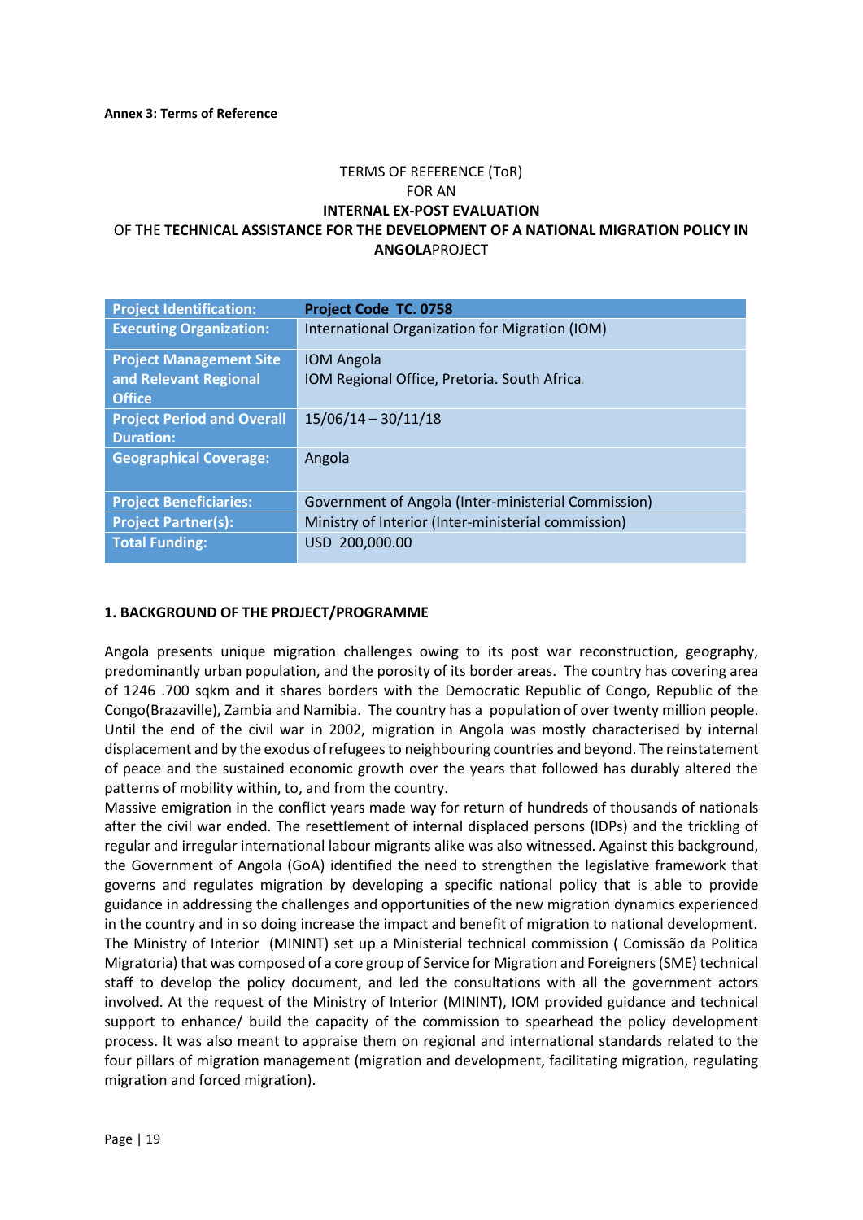**Annex 3: Terms of Reference**

TERMS OF REFERENCE (ToR)
FOR AN
**INTERNAL EX-POST EVALUATION**
OF THE **TECHNICAL ASSISTANCE FOR THE DEVELOPMENT OF A NATIONAL MIGRATION POLICY IN ANGOLA**PROJECT

| **Project Identification:** | **Project Code TC. 0758** |
|---|---|
| **Executing Organization:** | International Organization for Migration (IOM) |
| **Project Management Site and Relevant Regional Office** | IOM Angola<br>IOM Regional Office, Pretoria. South Africa. |
| **Project Period and Overall Duration:** | 15/06/14 – 30/11/18 |
| **Geographical Coverage:** | Angola |
| **Project Beneficiaries:** | Government of Angola (Inter-ministerial Commission) |
| **Project Partner(s):** | Ministry of Interior (Inter-ministerial commission) |
| **Total Funding:** | USD 200,000.00 |

**1. BACKGROUND OF THE PROJECT/PROGRAMME**

Angola presents unique migration challenges owing to its post war reconstruction, geography, predominantly urban population, and the porosity of its border areas. The country has covering area of 1246 .700 sqkm and it shares borders with the Democratic Republic of Congo, Republic of the Congo(Brazaville), Zambia and Namibia. The country has a population of over twenty million people. Until the end of the civil war in 2002, migration in Angola was mostly characterised by internal displacement and by the exodus of refugees to neighbouring countries and beyond. The reinstatement of peace and the sustained economic growth over the years that followed has durably altered the patterns of mobility within, to, and from the country.
Massive emigration in the conflict years made way for return of hundreds of thousands of nationals after the civil war ended. The resettlement of internal displaced persons (IDPs) and the trickling of regular and irregular international labour migrants alike was also witnessed. Against this background, the Government of Angola (GoA) identified the need to strengthen the legislative framework that governs and regulates migration by developing a specific national policy that is able to provide guidance in addressing the challenges and opportunities of the new migration dynamics experienced in the country and in so doing increase the impact and benefit of migration to national development. The Ministry of Interior (MININT) set up a Ministerial technical commission ( Comissão da Politica Migratoria) that was composed of a core group of Service for Migration and Foreigners (SME) technical staff to develop the policy document, and led the consultations with all the government actors involved. At the request of the Ministry of Interior (MININT), IOM provided guidance and technical support to enhance/ build the capacity of the commission to spearhead the policy development process. It was also meant to appraise them on regional and international standards related to the four pillars of migration management (migration and development, facilitating migration, regulating migration and forced migration).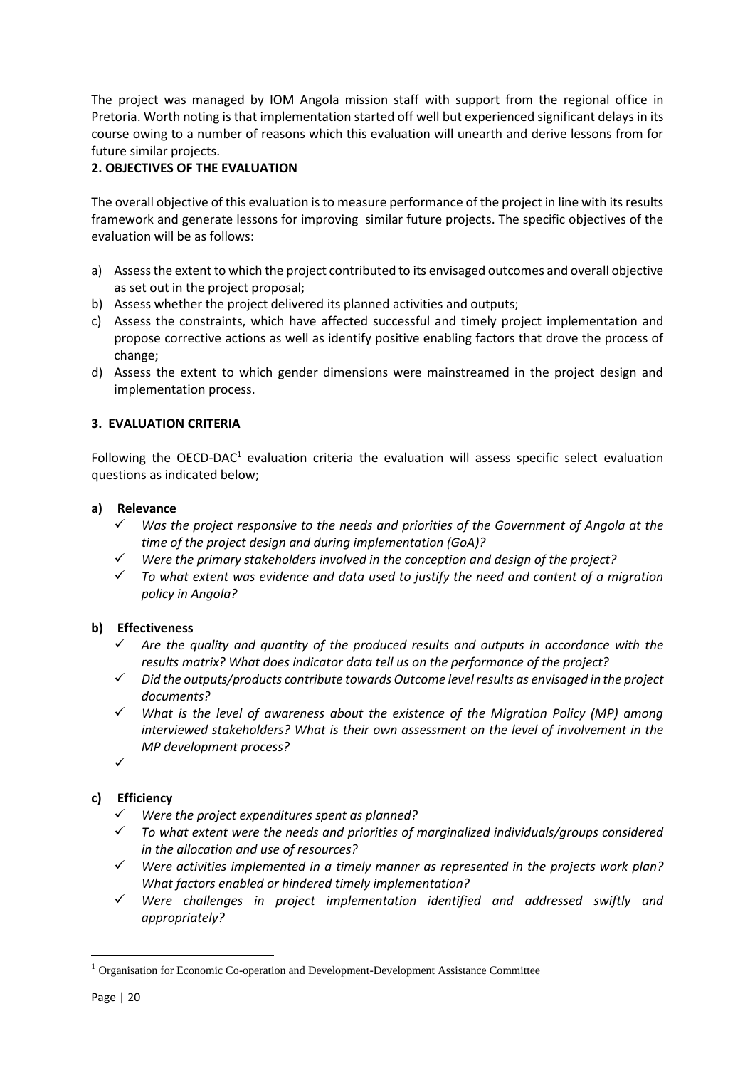The project was managed by IOM Angola mission staff with support from the regional office in Pretoria. Worth noting is that implementation started off well but experienced significant delays in its course owing to a number of reasons which this evaluation will unearth and derive lessons from for future similar projects.

## 2. OBJECTIVES OF THE EVALUATION

The overall objective of this evaluation is to measure performance of the project in line with its results framework and generate lessons for improving similar future projects. The specific objectives of the evaluation will be as follows:

a) Assess the extent to which the project contributed to its envisaged outcomes and overall objective as set out in the project proposal;
b) Assess whether the project delivered its planned activities and outputs;
c) Assess the constraints, which have affected successful and timely project implementation and propose corrective actions as well as identify positive enabling factors that drove the process of change;
d) Assess the extent to which gender dimensions were mainstreamed in the project design and implementation process.

## 3. EVALUATION CRITERIA

Following the OECD-DAC[1] evaluation criteria the evaluation will assess specific select evaluation questions as indicated below;

### a) Relevance

- ✓ *Was the project responsive to the needs and priorities of the Government of Angola at the time of the project design and during implementation (GoA)?*
- ✓ *Were the primary stakeholders involved in the conception and design of the project?*
- ✓ *To what extent was evidence and data used to justify the need and content of a migration policy in Angola?*

### b) Effectiveness

- ✓ *Are the quality and quantity of the produced results and outputs in accordance with the results matrix? What does indicator data tell us on the performance of the project?*
- ✓ *Did the outputs/products contribute towards Outcome level results as envisaged in the project documents?*
- ✓ *What is the level of awareness about the existence of the Migration Policy (MP) among interviewed stakeholders? What is their own assessment on the level of involvement in the MP development process?*
- ✓

### c) Efficiency

- ✓ *Were the project expenditures spent as planned?*
- ✓ *To what extent were the needs and priorities of marginalized individuals/groups considered in the allocation and use of resources?*
- ✓ *Were activities implemented in a timely manner as represented in the projects work plan? What factors enabled or hindered timely implementation?*
- ✓ *Were challenges in project implementation identified and addressed swiftly and appropriately?*

[1] Organisation for Economic Co-operation and Development-Development Assistance Committee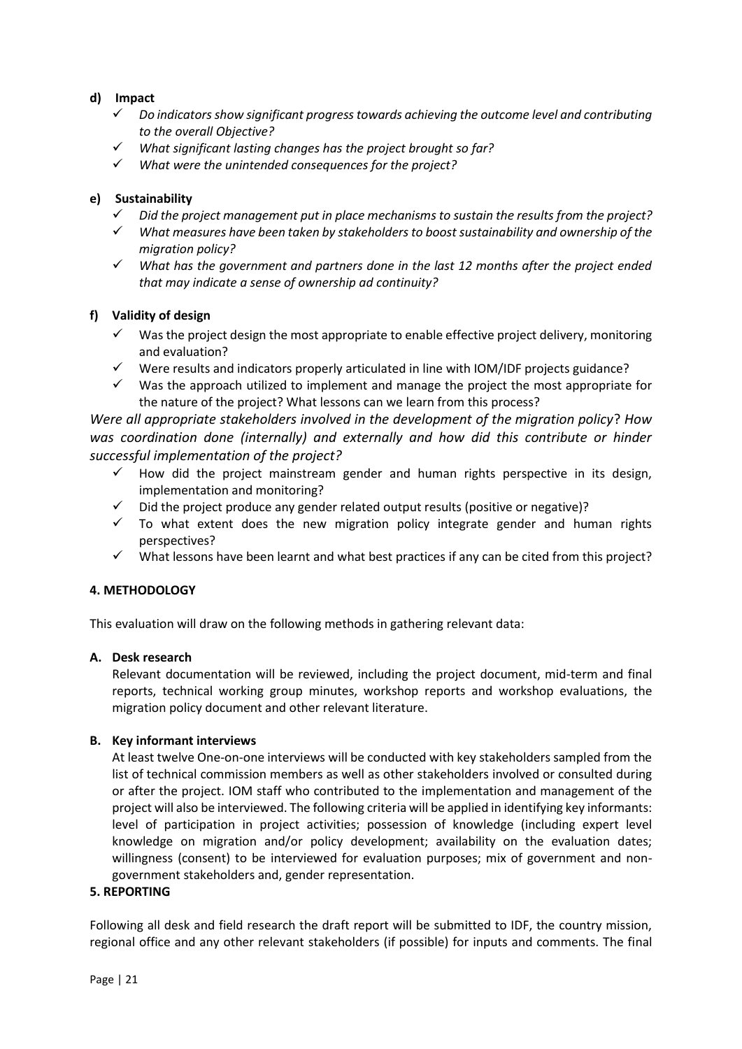**d) Impact**

- ✓ *Do indicators show significant progress towards achieving the outcome level and contributing to the overall Objective?*
- ✓ *What significant lasting changes has the project brought so far?*
- ✓ *What were the unintended consequences for the project?*

**e) Sustainability**

- ✓ *Did the project management put in place mechanisms to sustain the results from the project?*
- ✓ *What measures have been taken by stakeholders to boost sustainability and ownership of the migration policy?*
- ✓ *What has the government and partners done in the last 12 months after the project ended that may indicate a sense of ownership ad continuity?*

**f) Validity of design**

- ✓ Was the project design the most appropriate to enable effective project delivery, monitoring and evaluation?
- ✓ Were results and indicators properly articulated in line with IOM/IDF projects guidance?
- ✓ Was the approach utilized to implement and manage the project the most appropriate for the nature of the project? What lessons can we learn from this process?

*Were all appropriate stakeholders involved in the development of the migration policy? How was coordination done (internally) and externally and how did this contribute or hinder successful implementation of the project?*

- ✓ How did the project mainstream gender and human rights perspective in its design, implementation and monitoring?
- ✓ Did the project produce any gender related output results (positive or negative)?
- ✓ To what extent does the new migration policy integrate gender and human rights perspectives?
- ✓ What lessons have been learnt and what best practices if any can be cited from this project?

**4. METHODOLOGY**

This evaluation will draw on the following methods in gathering relevant data:

**A. Desk research**

Relevant documentation will be reviewed, including the project document, mid-term and final reports, technical working group minutes, workshop reports and workshop evaluations, the migration policy document and other relevant literature.

**B. Key informant interviews**

At least twelve One-on-one interviews will be conducted with key stakeholders sampled from the list of technical commission members as well as other stakeholders involved or consulted during or after the project. IOM staff who contributed to the implementation and management of the project will also be interviewed. The following criteria will be applied in identifying key informants: level of participation in project activities; possession of knowledge (including expert level knowledge on migration and/or policy development; availability on the evaluation dates; willingness (consent) to be interviewed for evaluation purposes; mix of government and non-government stakeholders and, gender representation.

**5. REPORTING**

Following all desk and field research the draft report will be submitted to IDF, the country mission, regional office and any other relevant stakeholders (if possible) for inputs and comments. The final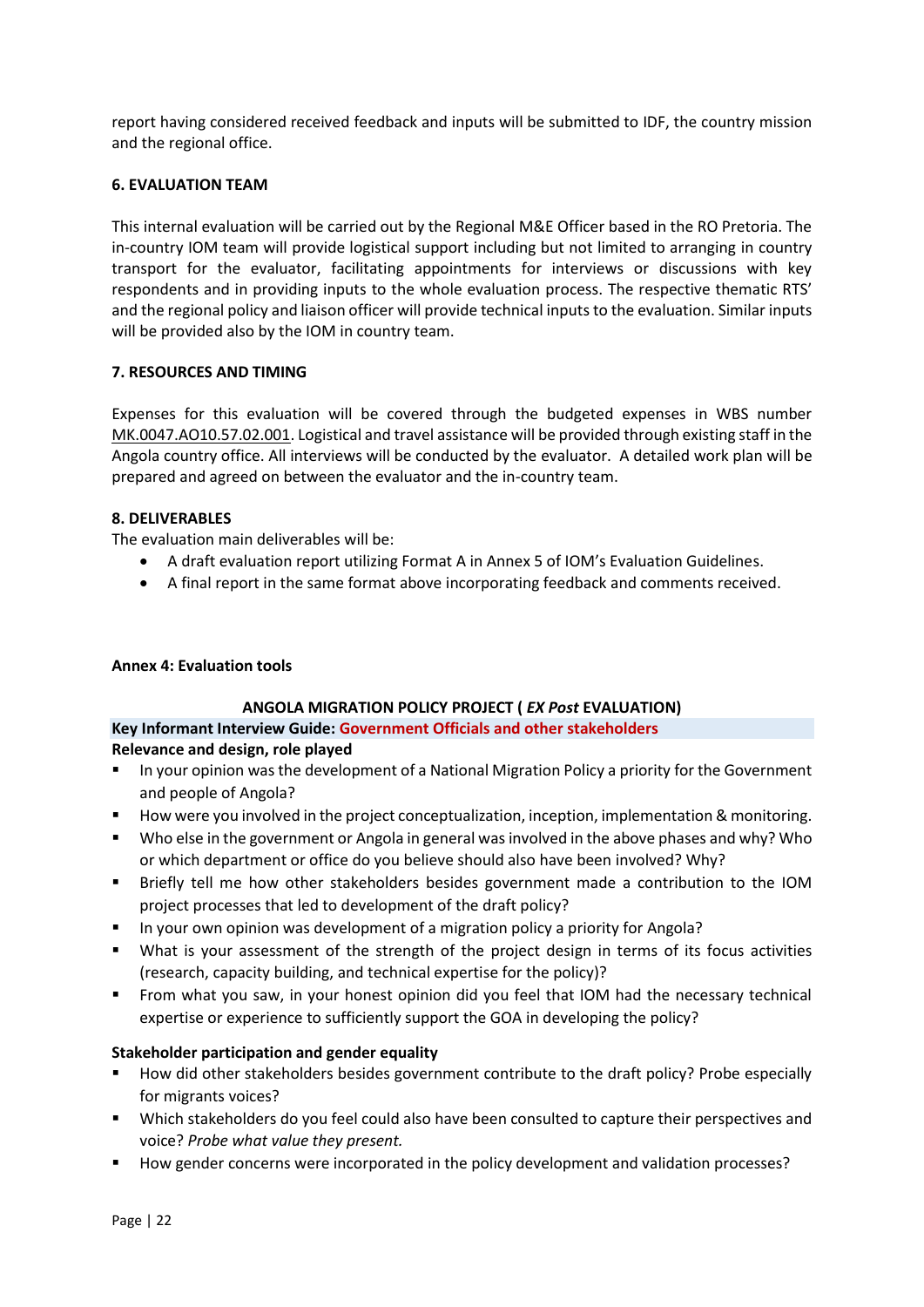report having considered received feedback and inputs will be submitted to IDF, the country mission and the regional office.

**6. EVALUATION TEAM**

This internal evaluation will be carried out by the Regional M&E Officer based in the RO Pretoria. The in-country IOM team will provide logistical support including but not limited to arranging in country transport for the evaluator, facilitating appointments for interviews or discussions with key respondents and in providing inputs to the whole evaluation process. The respective thematic RTS' and the regional policy and liaison officer will provide technical inputs to the evaluation. Similar inputs will be provided also by the IOM in country team.

**7. RESOURCES AND TIMING**

Expenses for this evaluation will be covered through the budgeted expenses in WBS number MK.0047.AO10.57.02.001. Logistical and travel assistance will be provided through existing staff in the Angola country office. All interviews will be conducted by the evaluator. A detailed work plan will be prepared and agreed on between the evaluator and the in-country team.

**8. DELIVERABLES**

The evaluation main deliverables will be:

- A draft evaluation report utilizing Format A in Annex 5 of IOM's Evaluation Guidelines.
- A final report in the same format above incorporating feedback and comments received.

**Annex 4: Evaluation tools**

**ANGOLA MIGRATION POLICY PROJECT ( *EX Post* EVALUATION)**

**Key Informant Interview Guide: Government Officials and other stakeholders**

**Relevance and design, role played**

- In your opinion was the development of a National Migration Policy a priority for the Government and people of Angola?
- How were you involved in the project conceptualization, inception, implementation & monitoring.
- Who else in the government or Angola in general was involved in the above phases and why? Who or which department or office do you believe should also have been involved? Why?
- Briefly tell me how other stakeholders besides government made a contribution to the IOM project processes that led to development of the draft policy?
- In your own opinion was development of a migration policy a priority for Angola?
- What is your assessment of the strength of the project design in terms of its focus activities (research, capacity building, and technical expertise for the policy)?
- From what you saw, in your honest opinion did you feel that IOM had the necessary technical expertise or experience to sufficiently support the GOA in developing the policy?

**Stakeholder participation and gender equality**

- How did other stakeholders besides government contribute to the draft policy? Probe especially for migrants voices?
- Which stakeholders do you feel could also have been consulted to capture their perspectives and voice? *Probe what value they present.*
- How gender concerns were incorporated in the policy development and validation processes?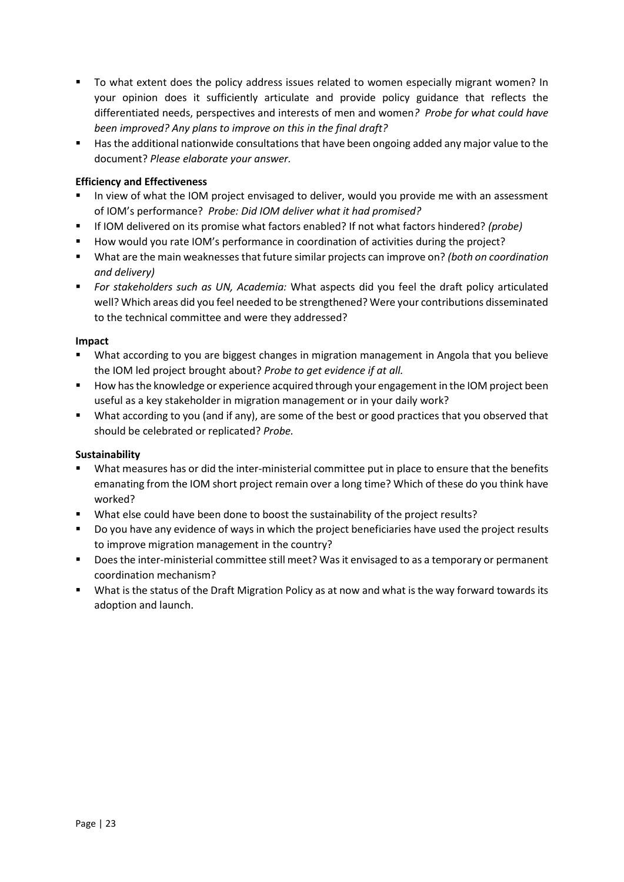- To what extent does the policy address issues related to women especially migrant women? In your opinion does it sufficiently articulate and provide policy guidance that reflects the differentiated needs, perspectives and interests of men and women*? Probe for what could have been improved? Any plans to improve on this in the final draft?*
- Has the additional nationwide consultations that have been ongoing added any major value to the document? *Please elaborate your answer.*

**Efficiency and Effectiveness**

- In view of what the IOM project envisaged to deliver, would you provide me with an assessment of IOM's performance? *Probe: Did IOM deliver what it had promised?*
- If IOM delivered on its promise what factors enabled? If not what factors hindered? *(probe)*
- How would you rate IOM's performance in coordination of activities during the project?
- What are the main weaknesses that future similar projects can improve on? *(both on coordination and delivery)*
- *For stakeholders such as UN, Academia:* What aspects did you feel the draft policy articulated well? Which areas did you feel needed to be strengthened? Were your contributions disseminated to the technical committee and were they addressed?

**Impact**

- What according to you are biggest changes in migration management in Angola that you believe the IOM led project brought about? *Probe to get evidence if at all.*
- How has the knowledge or experience acquired through your engagement in the IOM project been useful as a key stakeholder in migration management or in your daily work?
- What according to you (and if any), are some of the best or good practices that you observed that should be celebrated or replicated? *Probe.*

**Sustainability**

- What measures has or did the inter-ministerial committee put in place to ensure that the benefits emanating from the IOM short project remain over a long time? Which of these do you think have worked?
- What else could have been done to boost the sustainability of the project results?
- Do you have any evidence of ways in which the project beneficiaries have used the project results to improve migration management in the country?
- Does the inter-ministerial committee still meet? Was it envisaged to as a temporary or permanent coordination mechanism?
- What is the status of the Draft Migration Policy as at now and what is the way forward towards its adoption and launch.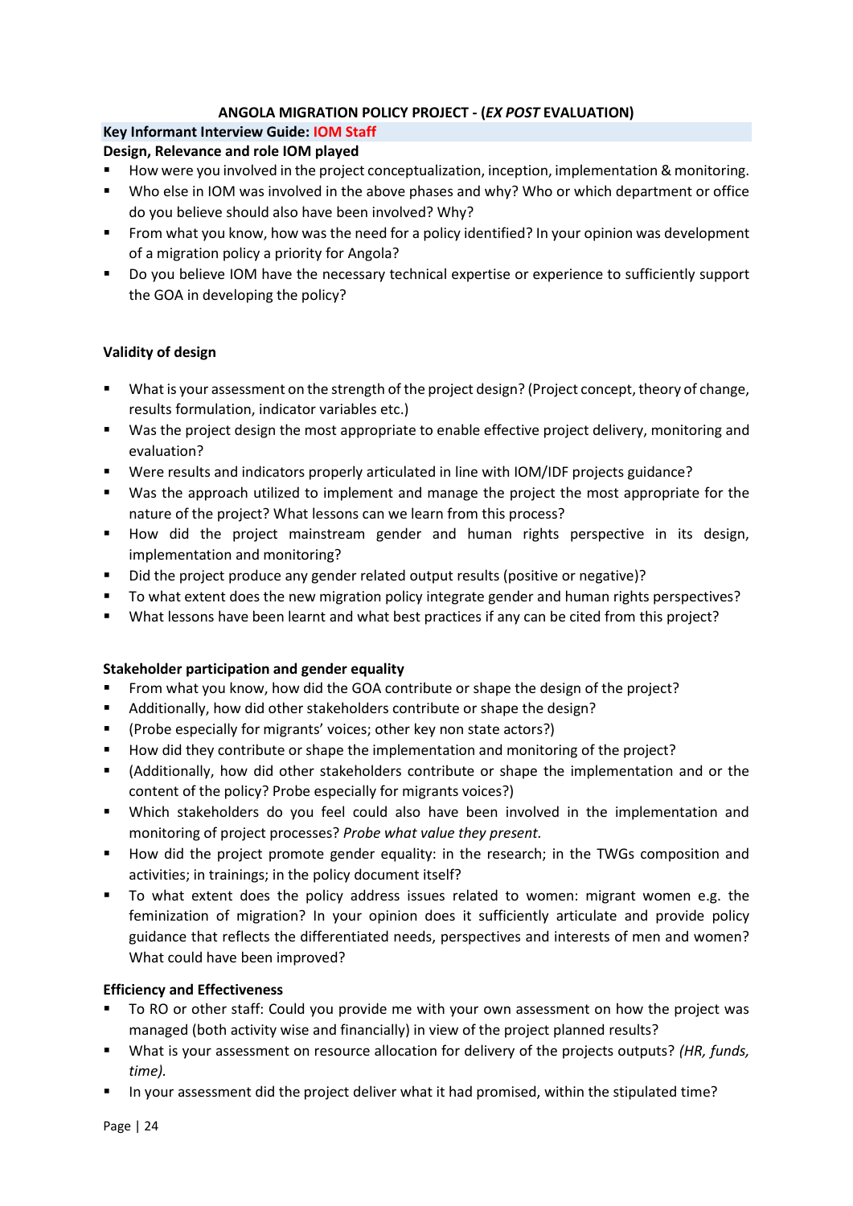**ANGOLA MIGRATION POLICY PROJECT - (*EX POST* EVALUATION)**

**Key Informant Interview Guide: IOM Staff**

**Design, Relevance and role IOM played**

- How were you involved in the project conceptualization, inception, implementation & monitoring.
- Who else in IOM was involved in the above phases and why? Who or which department or office do you believe should also have been involved? Why?
- From what you know, how was the need for a policy identified? In your opinion was development of a migration policy a priority for Angola?
- Do you believe IOM have the necessary technical expertise or experience to sufficiently support the GOA in developing the policy?

**Validity of design**

- What is your assessment on the strength of the project design? (Project concept, theory of change, results formulation, indicator variables etc.)
- Was the project design the most appropriate to enable effective project delivery, monitoring and evaluation?
- Were results and indicators properly articulated in line with IOM/IDF projects guidance?
- Was the approach utilized to implement and manage the project the most appropriate for the nature of the project? What lessons can we learn from this process?
- How did the project mainstream gender and human rights perspective in its design, implementation and monitoring?
- Did the project produce any gender related output results (positive or negative)?
- To what extent does the new migration policy integrate gender and human rights perspectives?
- What lessons have been learnt and what best practices if any can be cited from this project?

**Stakeholder participation and gender equality**

- From what you know, how did the GOA contribute or shape the design of the project?
- Additionally, how did other stakeholders contribute or shape the design?
- (Probe especially for migrants' voices; other key non state actors?)
- How did they contribute or shape the implementation and monitoring of the project?
- (Additionally, how did other stakeholders contribute or shape the implementation and or the content of the policy? Probe especially for migrants voices?)
- Which stakeholders do you feel could also have been involved in the implementation and monitoring of project processes? *Probe what value they present.*
- How did the project promote gender equality: in the research; in the TWGs composition and activities; in trainings; in the policy document itself?
- To what extent does the policy address issues related to women: migrant women e.g. the feminization of migration? In your opinion does it sufficiently articulate and provide policy guidance that reflects the differentiated needs, perspectives and interests of men and women? What could have been improved?

**Efficiency and Effectiveness**

- To RO or other staff: Could you provide me with your own assessment on how the project was managed (both activity wise and financially) in view of the project planned results?
- What is your assessment on resource allocation for delivery of the projects outputs? *(HR, funds, time).*
- In your assessment did the project deliver what it had promised, within the stipulated time?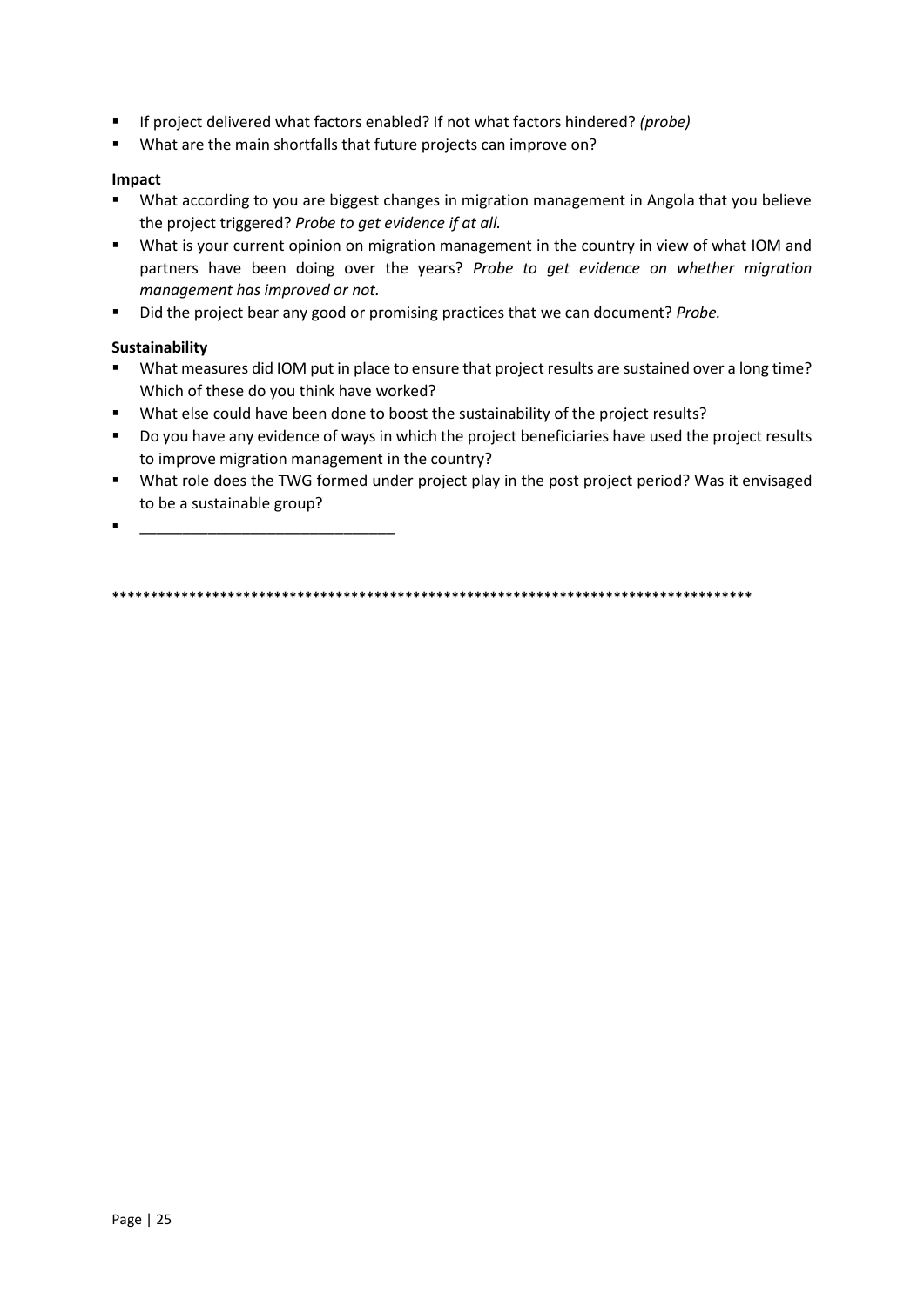- If project delivered what factors enabled? If not what factors hindered? *(probe)*
- What are the main shortfalls that future projects can improve on?

**Impact**

- What according to you are biggest changes in migration management in Angola that you believe the project triggered? *Probe to get evidence if at all.*
- What is your current opinion on migration management in the country in view of what IOM and partners have been doing over the years? *Probe to get evidence on whether migration management has improved or not.*
- Did the project bear any good or promising practices that we can document? *Probe.*

**Sustainability**

- What measures did IOM put in place to ensure that project results are sustained over a long time? Which of these do you think have worked?
- What else could have been done to boost the sustainability of the project results?
- Do you have any evidence of ways in which the project beneficiaries have used the project results to improve migration management in the country?
- What role does the TWG formed under project play in the post project period? Was it envisaged to be a sustainable group?
- ______________________________

**********************************************************************************